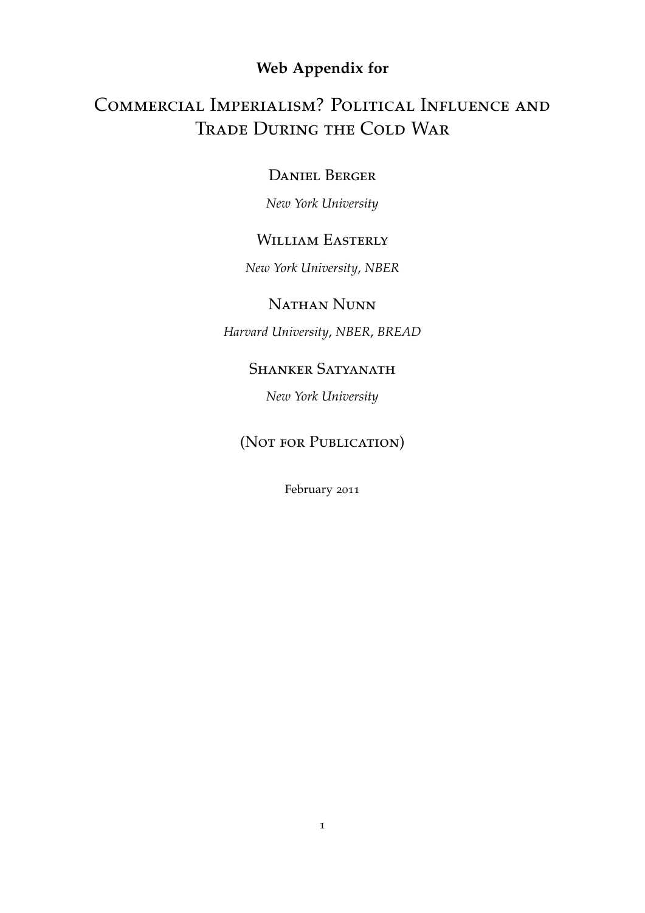**Web Appendix for**

# Commercial Imperialism? Political Influence and Trade During the Cold War

Daniel Berger

*New York University*

William Easterly

*New York University, NBER*

Nathan Nunn

*Harvard University, NBER, BREAD*

Shanker Satyanath

*New York University*

(Not for Publication)

February 2011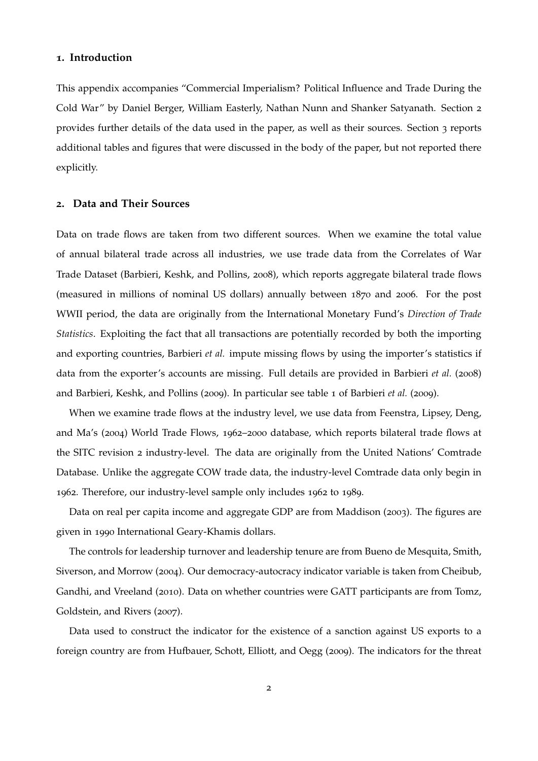## 1. Introduction

This appendix accompanies "Commercial Imperialism? Political Influence and Trade During the Cold War" by Daniel Berger, William Easterly, Nathan Nunn and Shanker Satyanath. Section 2 provides further details of the data used in the paper, as well as their sources. Section 3 reports additional tables and figures that were discussed in the body of the paper, but not reported there explicitly.

## 2. Data and Their Sources

Data on trade flows are taken from two different sources. When we examine the total value of annual bilateral trade across all industries, we use trade data from the Correlates of War Trade Dataset (Barbieri, Keshk, and Pollins, 2008), which reports aggregate bilateral trade flows (measured in millions of nominal US dollars) annually between 1870 and 2006. For the post WWII period, the data are originally from the International Monetary Fund's *Direction of Trade Statistics*. Exploiting the fact that all transactions are potentially recorded by both the importing and exporting countries, Barbieri *et al.* impute missing flows by using the importer's statistics if data from the exporter's accounts are missing. Full details are provided in Barbieri *et al.* (2008) and Barbieri, Keshk, and Pollins (2009). In particular see table 1 of Barbieri *et al.* (2009).

When we examine trade flows at the industry level, we use data from Feenstra, Lipsey, Deng, and Ma's (2004) World Trade Flows, 1962–2000 database, which reports bilateral trade flows at the SITC revision 2 industry-level. The data are originally from the United Nations' Comtrade Database. Unlike the aggregate COW trade data, the industry-level Comtrade data only begin in 1962. Therefore, our industry-level sample only includes 1962 to 1989.

Data on real per capita income and aggregate GDP are from Maddison (2003). The figures are given in 1990 International Geary-Khamis dollars.

The controls for leadership turnover and leadership tenure are from Bueno de Mesquita, Smith, Siverson, and Morrow (2004). Our democracy-autocracy indicator variable is taken from Cheibub, Gandhi, and Vreeland (2010). Data on whether countries were GATT participants are from Tomz, Goldstein, and Rivers (2007).

Data used to construct the indicator for the existence of a sanction against US exports to a foreign country are from Hufbauer, Schott, Elliott, and Oegg (2009). The indicators for the threat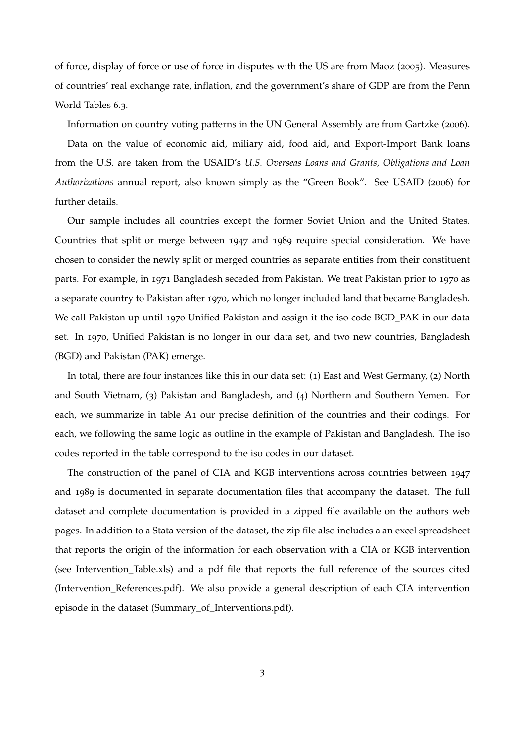of force, display of force or use of force in disputes with the US are from Maoz (2005). Measures of countries' real exchange rate, inflation, and the government's share of GDP are from the Penn World Tables 6.3.

Information on country voting patterns in the UN General Assembly are from Gartzke (2006).

Data on the value of economic aid, miliary aid, food aid, and Export-Import Bank loans from the U.S. are taken from the USAID's *U.S. Overseas Loans and Grants, Obligations and Loan Authorizations* annual report, also known simply as the "Green Book". See USAID (2006) for further details.

Our sample includes all countries except the former Soviet Union and the United States. Countries that split or merge between 1947 and 1989 require special consideration. We have chosen to consider the newly split or merged countries as separate entities from their constituent parts. For example, in 1971 Bangladesh seceded from Pakistan. We treat Pakistan prior to 1970 as a separate country to Pakistan after 1970, which no longer included land that became Bangladesh. We call Pakistan up until 1970 Unified Pakistan and assign it the iso code BGD_PAK in our data set. In 1970, Unified Pakistan is no longer in our data set, and two new countries, Bangladesh (BGD) and Pakistan (PAK) emerge.

In total, there are four instances like this in our data set: (1) East and West Germany, (2) North and South Vietnam, (3) Pakistan and Bangladesh, and (4) Northern and Southern Yemen. For each, we summarize in table A1 our precise definition of the countries and their codings. For each, we following the same logic as outline in the example of Pakistan and Bangladesh. The iso codes reported in the table correspond to the iso codes in our dataset.

The construction of the panel of CIA and KGB interventions across countries between 1947 and 1989 is documented in separate documentation files that accompany the dataset. The full dataset and complete documentation is provided in a zipped file available on the authors web pages. In addition to a Stata version of the dataset, the zip file also includes a an excel spreadsheet that reports the origin of the information for each observation with a CIA or KGB intervention (see Intervention_Table.xls) and a pdf file that reports the full reference of the sources cited (Intervention_References.pdf). We also provide a general description of each CIA intervention episode in the dataset (Summary_of_Interventions.pdf).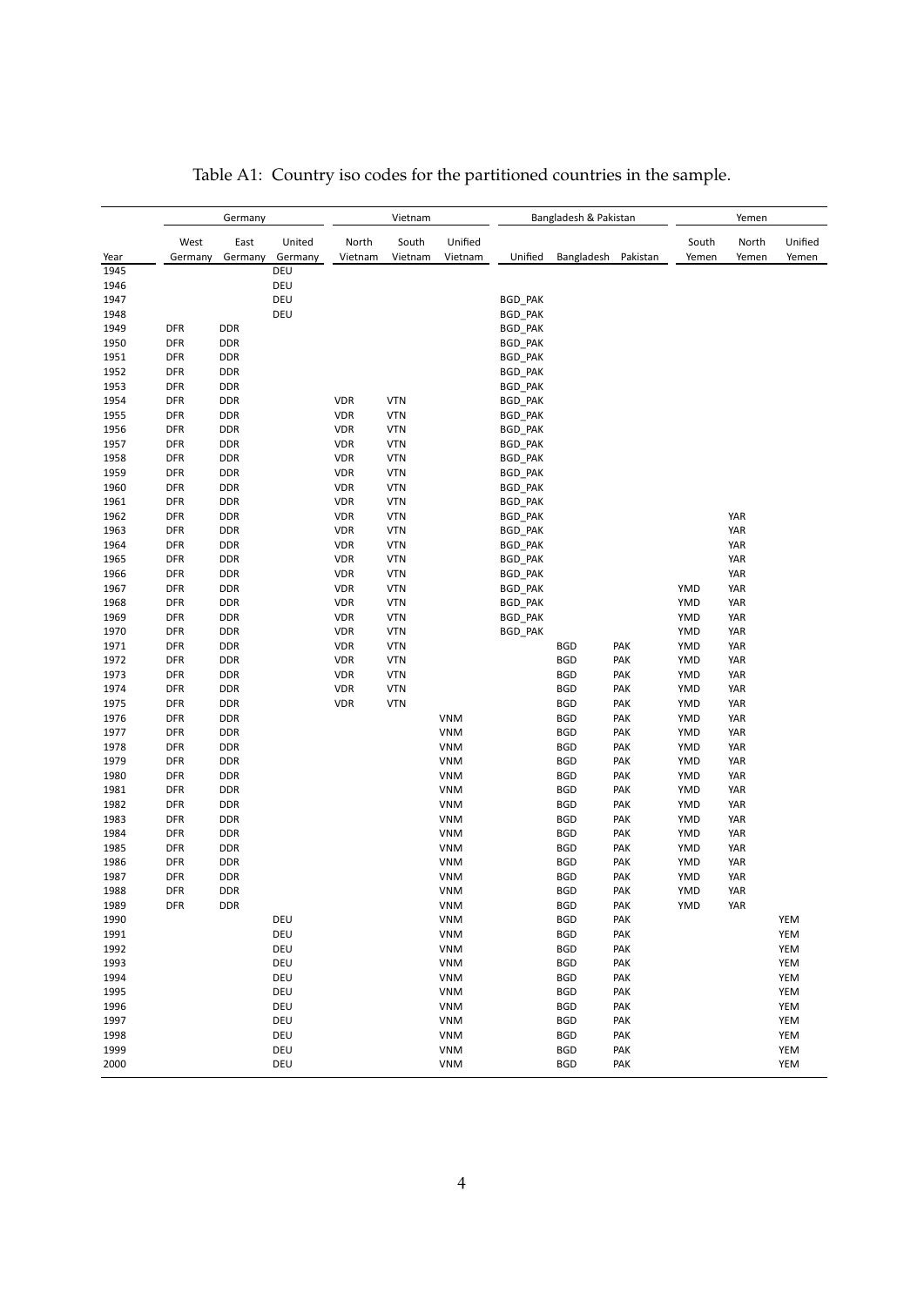Table A1: Country iso codes for the partitioned countries in the sample.

| | Germany | | | Vietnam | | | Bangladesh & Pakistan | | | Yemen | | |
|---|---|---|---|---|---|---|---|---|---|---|---|---|
| Year | West Germany | East Germany | United Germany | North Vietnam | South Vietnam | Unified Vietnam | Unified | Bangladesh | Pakistan | South Yemen | North Yemen | Unified Yemen |
| 1945 | | | DEU | | | | | | | | | |
| 1946 | | | DEU | | | | | | | | | |
| 1947 | | | DEU | | | | BGD_PAK | | | | | |
| 1948 | | | DEU | | | | BGD_PAK | | | | | |
| 1949 | DFR | DDR | | | | | BGD_PAK | | | | | |
| 1950 | DFR | DDR | | | | | BGD_PAK | | | | | |
| 1951 | DFR | DDR | | | | | BGD_PAK | | | | | |
| 1952 | DFR | DDR | | | | | BGD_PAK | | | | | |
| 1953 | DFR | DDR | | | | | BGD_PAK | | | | | |
| 1954 | DFR | DDR | | VDR | VTN | | BGD_PAK | | | | | |
| 1955 | DFR | DDR | | VDR | VTN | | BGD_PAK | | | | | |
| 1956 | DFR | DDR | | VDR | VTN | | BGD_PAK | | | | | |
| 1957 | DFR | DDR | | VDR | VTN | | BGD_PAK | | | | | |
| 1958 | DFR | DDR | | VDR | VTN | | BGD_PAK | | | | | |
| 1959 | DFR | DDR | | VDR | VTN | | BGD_PAK | | | | | |
| 1960 | DFR | DDR | | VDR | VTN | | BGD_PAK | | | | | |
| 1961 | DFR | DDR | | VDR | VTN | | BGD_PAK | | | | | |
| 1962 | DFR | DDR | | VDR | VTN | | BGD_PAK | | | | YAR | |
| 1963 | DFR | DDR | | VDR | VTN | | BGD_PAK | | | | YAR | |
| 1964 | DFR | DDR | | VDR | VTN | | BGD_PAK | | | | YAR | |
| 1965 | DFR | DDR | | VDR | VTN | | BGD_PAK | | | | YAR | |
| 1966 | DFR | DDR | | VDR | VTN | | BGD_PAK | | | | YAR | |
| 1967 | DFR | DDR | | VDR | VTN | | BGD_PAK | | | YMD | YAR | |
| 1968 | DFR | DDR | | VDR | VTN | | BGD_PAK | | | YMD | YAR | |
| 1969 | DFR | DDR | | VDR | VTN | | BGD_PAK | | | YMD | YAR | |
| 1970 | DFR | DDR | | VDR | VTN | | BGD_PAK | | | YMD | YAR | |
| 1971 | DFR | DDR | | VDR | VTN | | | BGD | PAK | YMD | YAR | |
| 1972 | DFR | DDR | | VDR | VTN | | | BGD | PAK | YMD | YAR | |
| 1973 | DFR | DDR | | VDR | VTN | | | BGD | PAK | YMD | YAR | |
| 1974 | DFR | DDR | | VDR | VTN | | | BGD | PAK | YMD | YAR | |
| 1975 | DFR | DDR | | VDR | VTN | | | BGD | PAK | YMD | YAR | |
| 1976 | DFR | DDR | | | | VNM | | BGD | PAK | YMD | YAR | |
| 1977 | DFR | DDR | | | | VNM | | BGD | PAK | YMD | YAR | |
| 1978 | DFR | DDR | | | | VNM | | BGD | PAK | YMD | YAR | |
| 1979 | DFR | DDR | | | | VNM | | BGD | PAK | YMD | YAR | |
| 1980 | DFR | DDR | | | | VNM | | BGD | PAK | YMD | YAR | |
| 1981 | DFR | DDR | | | | VNM | | BGD | PAK | YMD | YAR | |
| 1982 | DFR | DDR | | | | VNM | | BGD | PAK | YMD | YAR | |
| 1983 | DFR | DDR | | | | VNM | | BGD | PAK | YMD | YAR | |
| 1984 | DFR | DDR | | | | VNM | | BGD | PAK | YMD | YAR | |
| 1985 | DFR | DDR | | | | VNM | | BGD | PAK | YMD | YAR | |
| 1986 | DFR | DDR | | | | VNM | | BGD | PAK | YMD | YAR | |
| 1987 | DFR | DDR | | | | VNM | | BGD | PAK | YMD | YAR | |
| 1988 | DFR | DDR | | | | VNM | | BGD | PAK | YMD | YAR | |
| 1989 | DFR | DDR | | | | VNM | | BGD | PAK | YMD | YAR | |
| 1990 | | | DEU | | | VNM | | BGD | PAK | | | YEM |
| 1991 | | | DEU | | | VNM | | BGD | PAK | | | YEM |
| 1992 | | | DEU | | | VNM | | BGD | PAK | | | YEM |
| 1993 | | | DEU | | | VNM | | BGD | PAK | | | YEM |
| 1994 | | | DEU | | | VNM | | BGD | PAK | | | YEM |
| 1995 | | | DEU | | | VNM | | BGD | PAK | | | YEM |
| 1996 | | | DEU | | | VNM | | BGD | PAK | | | YEM |
| 1997 | | | DEU | | | VNM | | BGD | PAK | | | YEM |
| 1998 | | | DEU | | | VNM | | BGD | PAK | | | YEM |
| 1999 | | | DEU | | | VNM | | BGD | PAK | | | YEM |
| 2000 | | | DEU | | | VNM | | BGD | PAK | | | YEM |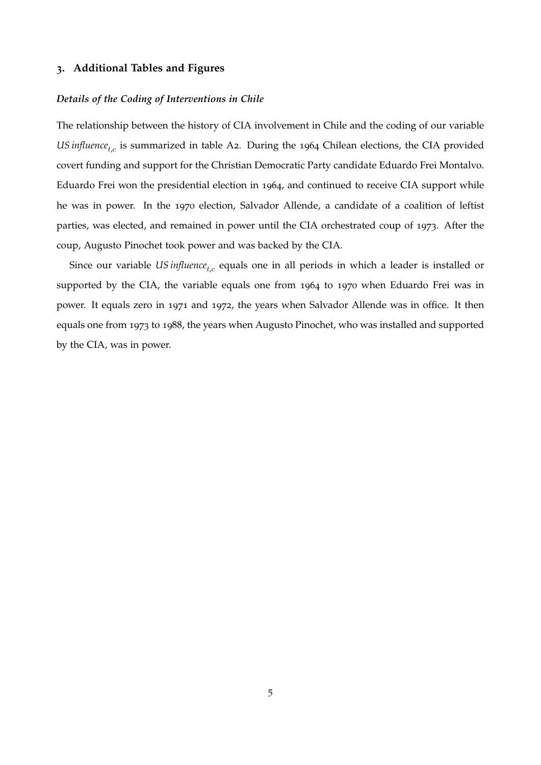## 3. Additional Tables and Figures

### *Details of the Coding of Interventions in Chile*

The relationship between the history of CIA involvement in Chile and the coding of our variable $\textit{US influence}_{t,c}$ is summarized in table A2. During the 1964 Chilean elections, the CIA provided covert funding and support for the Christian Democratic Party candidate Eduardo Frei Montalvo. Eduardo Frei won the presidential election in 1964, and continued to receive CIA support while he was in power. In the 1970 election, Salvador Allende, a candidate of a coalition of leftist parties, was elected, and remained in power until the CIA orchestrated coup of 1973. After the coup, Augusto Pinochet took power and was backed by the CIA.

Since our variable $\textit{US influence}_{t,c}$ equals one in all periods in which a leader is installed or supported by the CIA, the variable equals one from 1964 to 1970 when Eduardo Frei was in power. It equals zero in 1971 and 1972, the years when Salvador Allende was in office. It then equals one from 1973 to 1988, the years when Augusto Pinochet, who was installed and supported by the CIA, was in power.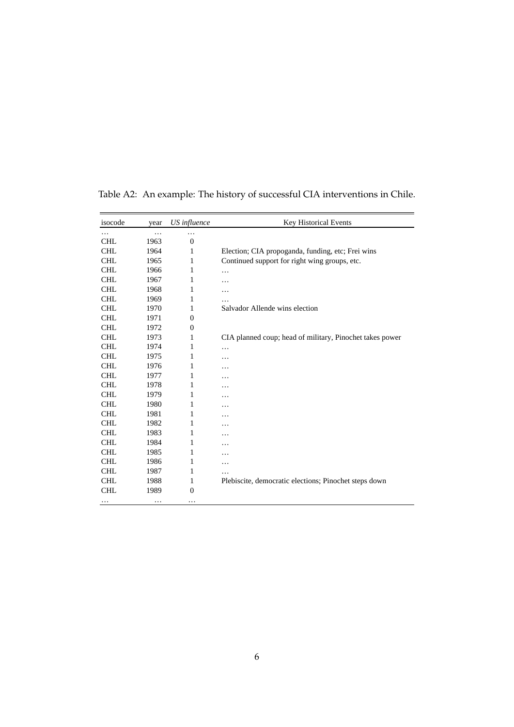Table A2: An example: The history of successful CIA interventions in Chile.

| isocode | year | *US influence* | Key Historical Events |
|---|---|---|---|
| … | … | … | |
| CHL | 1963 | 0 | |
| CHL | 1964 | 1 | Election; CIA propoganda, funding, etc; Frei wins |
| CHL | 1965 | 1 | Continued support for right wing groups, etc. |
| CHL | 1966 | 1 | … |
| CHL | 1967 | 1 | … |
| CHL | 1968 | 1 | … |
| CHL | 1969 | 1 | … |
| CHL | 1970 | 1 | Salvador Allende wins election |
| CHL | 1971 | 0 | |
| CHL | 1972 | 0 | |
| CHL | 1973 | 1 | CIA planned coup; head of military, Pinochet takes power |
| CHL | 1974 | 1 | … |
| CHL | 1975 | 1 | … |
| CHL | 1976 | 1 | … |
| CHL | 1977 | 1 | … |
| CHL | 1978 | 1 | … |
| CHL | 1979 | 1 | … |
| CHL | 1980 | 1 | … |
| CHL | 1981 | 1 | … |
| CHL | 1982 | 1 | … |
| CHL | 1983 | 1 | … |
| CHL | 1984 | 1 | … |
| CHL | 1985 | 1 | … |
| CHL | 1986 | 1 | … |
| CHL | 1987 | 1 | … |
| CHL | 1988 | 1 | Plebiscite, democratic elections; Pinochet steps down |
| CHL | 1989 | 0 | |
| … | … | … | |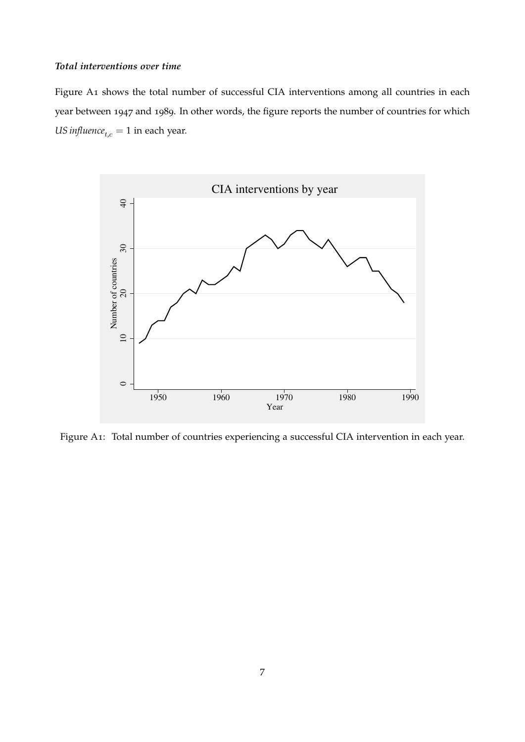***Total interventions over time***

Figure A1 shows the total number of successful CIA interventions among all countries in each year between 1947 and 1989. In other words, the figure reports the number of countries for which $\mathit{US\ influence}_{t,c} = 1$ in each year.

Figure A1: Total number of countries experiencing a successful CIA intervention in each year.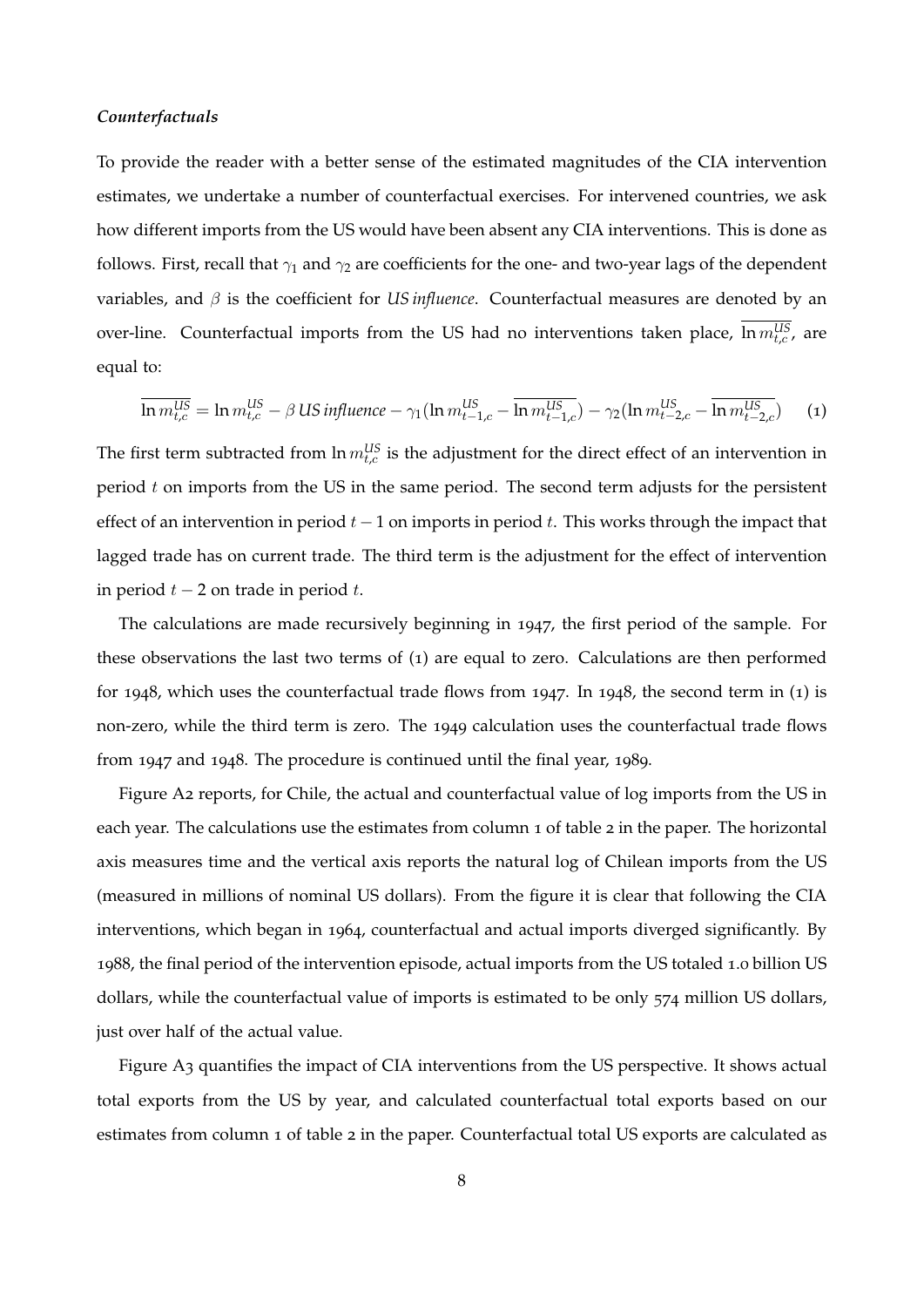***Counterfactuals***

To provide the reader with a better sense of the estimated magnitudes of the CIA intervention estimates, we undertake a number of counterfactual exercises. For intervened countries, we ask how different imports from the US would have been absent any CIA interventions. This is done as follows. First, recall that $\gamma_1$ and $\gamma_2$ are coefficients for the one- and two-year lags of the dependent variables, and $\beta$ is the coefficient for *US influence*. Counterfactual measures are denoted by an over-line. Counterfactual imports from the US had no interventions taken place, $\overline{\ln m_{t,c}^{US}}$, are equal to:

$$\overline{\ln m_{t,c}^{US}} = \ln m_{t,c}^{US} - \beta \, \textit{US influence} - \gamma_1(\ln m_{t-1,c}^{US} - \overline{\ln m_{t-1,c}^{US}}) - \gamma_2(\ln m_{t-2,c}^{US} - \overline{\ln m_{t-2,c}^{US}}) \quad (1)$$

The first term subtracted from $\ln m_{t,c}^{US}$ is the adjustment for the direct effect of an intervention in period $t$ on imports from the US in the same period. The second term adjusts for the persistent effect of an intervention in period $t-1$ on imports in period $t$. This works through the impact that lagged trade has on current trade. The third term is the adjustment for the effect of intervention in period $t-2$ on trade in period $t$.

The calculations are made recursively beginning in 1947, the first period of the sample. For these observations the last two terms of (1) are equal to zero. Calculations are then performed for 1948, which uses the counterfactual trade flows from 1947. In 1948, the second term in (1) is non-zero, while the third term is zero. The 1949 calculation uses the counterfactual trade flows from 1947 and 1948. The procedure is continued until the final year, 1989.

Figure A2 reports, for Chile, the actual and counterfactual value of log imports from the US in each year. The calculations use the estimates from column 1 of table 2 in the paper. The horizontal axis measures time and the vertical axis reports the natural log of Chilean imports from the US (measured in millions of nominal US dollars). From the figure it is clear that following the CIA interventions, which began in 1964, counterfactual and actual imports diverged significantly. By 1988, the final period of the intervention episode, actual imports from the US totaled 1.0 billion US dollars, while the counterfactual value of imports is estimated to be only 574 million US dollars, just over half of the actual value.

Figure A3 quantifies the impact of CIA interventions from the US perspective. It shows actual total exports from the US by year, and calculated counterfactual total exports based on our estimates from column 1 of table 2 in the paper. Counterfactual total US exports are calculated as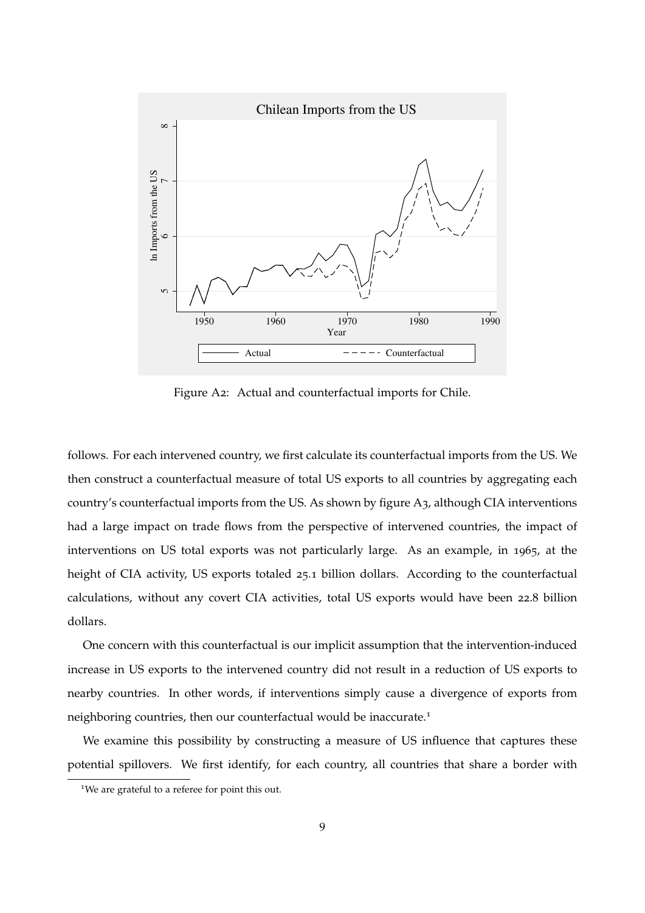Figure A2: Actual and counterfactual imports for Chile.

follows. For each intervened country, we first calculate its counterfactual imports from the US. We then construct a counterfactual measure of total US exports to all countries by aggregating each country's counterfactual imports from the US. As shown by figure A3, although CIA interventions had a large impact on trade flows from the perspective of intervened countries, the impact of interventions on US total exports was not particularly large. As an example, in 1965, at the height of CIA activity, US exports totaled 25.1 billion dollars. According to the counterfactual calculations, without any covert CIA activities, total US exports would have been 22.8 billion dollars.

One concern with this counterfactual is our implicit assumption that the intervention-induced increase in US exports to the intervened country did not result in a reduction of US exports to nearby countries. In other words, if interventions simply cause a divergence of exports from neighboring countries, then our counterfactual would be inaccurate.[1]

We examine this possibility by constructing a measure of US influence that captures these potential spillovers. We first identify, for each country, all countries that share a border with

[1] We are grateful to a referee for point this out.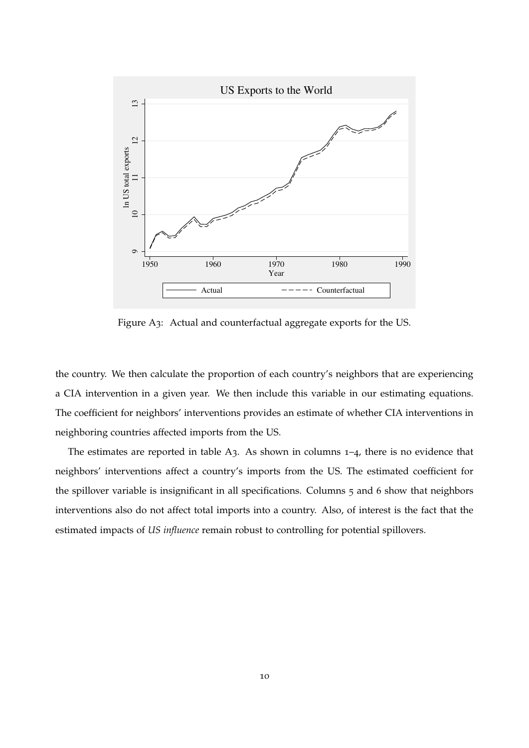Figure A3: Actual and counterfactual aggregate exports for the US.

the country. We then calculate the proportion of each country's neighbors that are experiencing a CIA intervention in a given year. We then include this variable in our estimating equations. The coefficient for neighbors' interventions provides an estimate of whether CIA interventions in neighboring countries affected imports from the US.

The estimates are reported in table A3. As shown in columns 1–4, there is no evidence that neighbors' interventions affect a country's imports from the US. The estimated coefficient for the spillover variable is insignificant in all specifications. Columns 5 and 6 show that neighbors interventions also do not affect total imports into a country. Also, of interest is the fact that the estimated impacts of *US influence* remain robust to controlling for potential spillovers.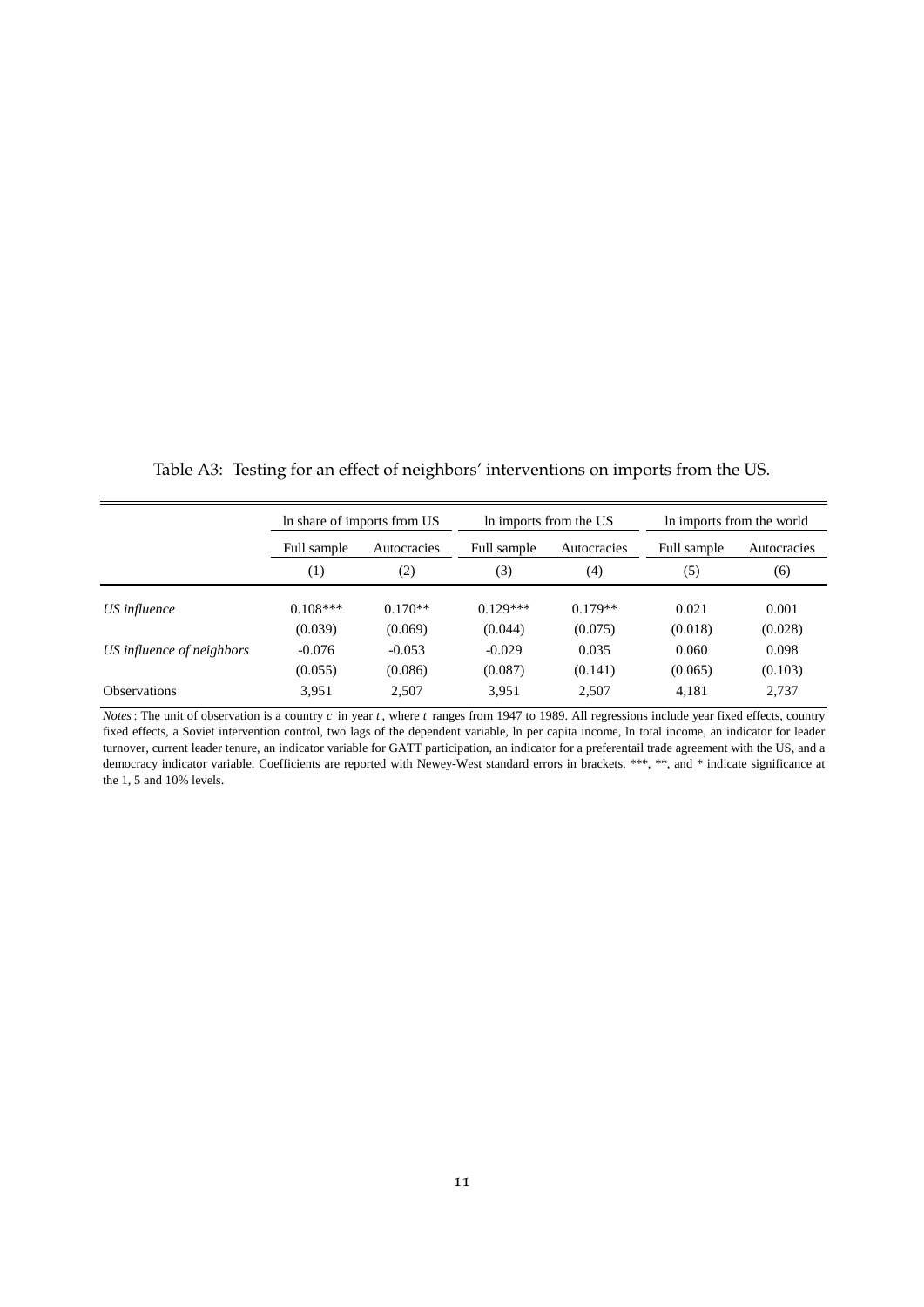Table A3: Testing for an effect of neighbors' interventions on imports from the US.

| | ln share of imports from US | | ln imports from the US | | ln imports from the world | |
|---|---|---|---|---|---|---|
| | Full sample | Autocracies | Full sample | Autocracies | Full sample | Autocracies |
| | (1) | (2) | (3) | (4) | (5) | (6) |
| *US influence* | 0.108*** | 0.170** | 0.129*** | 0.179** | 0.021 | 0.001 |
| | (0.039) | (0.069) | (0.044) | (0.075) | (0.018) | (0.028) |
| *US influence of neighbors* | -0.076 | -0.053 | -0.029 | 0.035 | 0.060 | 0.098 |
| | (0.055) | (0.086) | (0.087) | (0.141) | (0.065) | (0.103) |
| Observations | 3,951 | 2,507 | 3,951 | 2,507 | 4,181 | 2,737 |

*Notes*: The unit of observation is a country $c$ in year $t$, where $t$ ranges from 1947 to 1989. All regressions include year fixed effects, country fixed effects, a Soviet intervention control, two lags of the dependent variable, ln per capita income, ln total income, an indicator for leader turnover, current leader tenure, an indicator variable for GATT participation, an indicator for a preferentail trade agreement with the US, and a democracy indicator variable. Coefficients are reported with Newey-West standard errors in brackets. ***, **, and * indicate significance at the 1, 5 and 10% levels.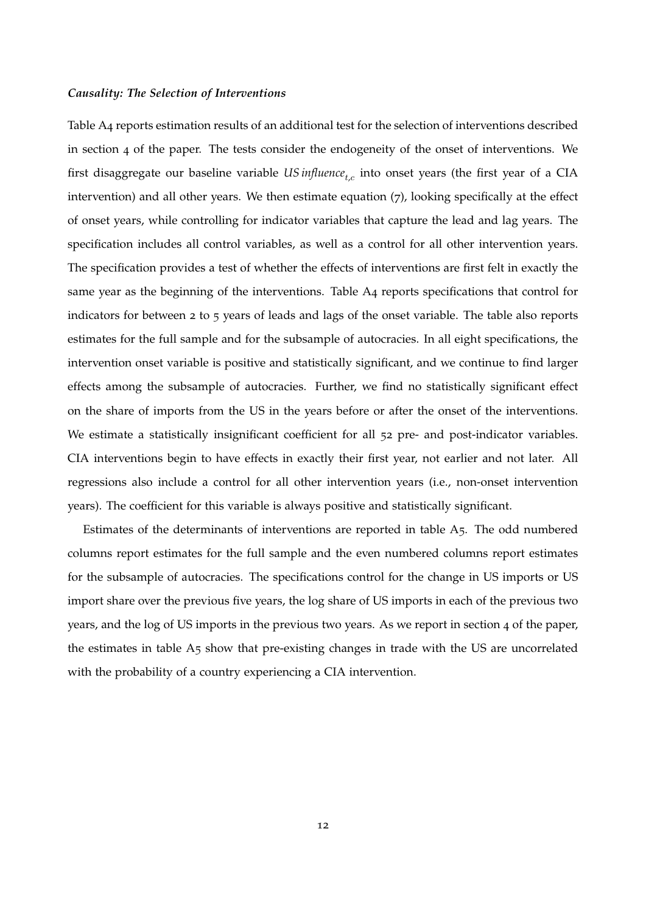***Causality: The Selection of Interventions***

Table A4 reports estimation results of an additional test for the selection of interventions described in section 4 of the paper. The tests consider the endogeneity of the onset of interventions. We first disaggregate our baseline variable $US\,influence_{t,c}$ into onset years (the first year of a CIA intervention) and all other years. We then estimate equation (7), looking specifically at the effect of onset years, while controlling for indicator variables that capture the lead and lag years. The specification includes all control variables, as well as a control for all other intervention years. The specification provides a test of whether the effects of interventions are first felt in exactly the same year as the beginning of the interventions. Table A4 reports specifications that control for indicators for between 2 to 5 years of leads and lags of the onset variable. The table also reports estimates for the full sample and for the subsample of autocracies. In all eight specifications, the intervention onset variable is positive and statistically significant, and we continue to find larger effects among the subsample of autocracies. Further, we find no statistically significant effect on the share of imports from the US in the years before or after the onset of the interventions. We estimate a statistically insignificant coefficient for all 52 pre- and post-indicator variables. CIA interventions begin to have effects in exactly their first year, not earlier and not later. All regressions also include a control for all other intervention years (i.e., non-onset intervention years). The coefficient for this variable is always positive and statistically significant.

Estimates of the determinants of interventions are reported in table A5. The odd numbered columns report estimates for the full sample and the even numbered columns report estimates for the subsample of autocracies. The specifications control for the change in US imports or US import share over the previous five years, the log share of US imports in each of the previous two years, and the log of US imports in the previous two years. As we report in section 4 of the paper, the estimates in table A5 show that pre-existing changes in trade with the US are uncorrelated with the probability of a country experiencing a CIA intervention.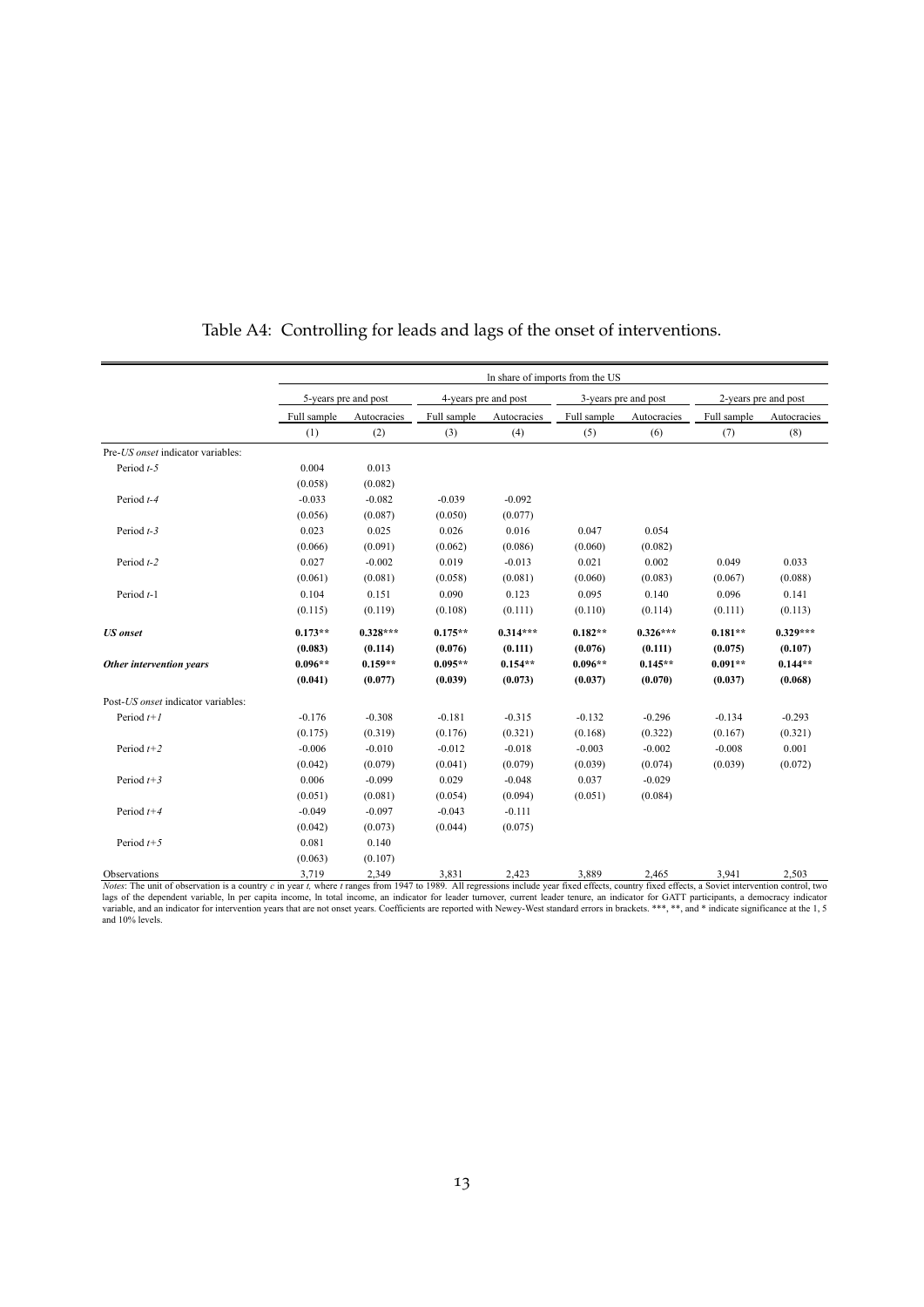Table A4: Controlling for leads and lags of the onset of interventions.

| | ln share of imports from the US | | | | | | | |
|---|---|---|---|---|---|---|---|---|
| | 5-years pre and post | | 4-years pre and post | | 3-years pre and post | | 2-years pre and post | |
| | Full sample | Autocracies | Full sample | Autocracies | Full sample | Autocracies | Full sample | Autocracies |
| | (1) | (2) | (3) | (4) | (5) | (6) | (7) | (8) |
| Pre-*US onset* indicator variables: | | | | | | | | |
| Period *t-5* | 0.004 | 0.013 | | | | | | |
| | (0.058) | (0.082) | | | | | | |
| Period *t-4* | -0.033 | -0.082 | -0.039 | -0.092 | | | | |
| | (0.056) | (0.087) | (0.050) | (0.077) | | | | |
| Period *t-3* | 0.023 | 0.025 | 0.026 | 0.016 | 0.047 | 0.054 | | |
| | (0.066) | (0.091) | (0.062) | (0.086) | (0.060) | (0.082) | | |
| Period *t-2* | 0.027 | -0.002 | 0.019 | -0.013 | 0.021 | 0.002 | 0.049 | 0.033 |
| | (0.061) | (0.081) | (0.058) | (0.081) | (0.060) | (0.083) | (0.067) | (0.088) |
| Period *t*-1 | 0.104 | 0.151 | 0.090 | 0.123 | 0.095 | 0.140 | 0.096 | 0.141 |
| | (0.115) | (0.119) | (0.108) | (0.111) | (0.110) | (0.114) | (0.111) | (0.113) |
| ***US onset*** | **0.173\*\*** | **0.328\*\*\*** | **0.175\*\*** | **0.314\*\*\*** | **0.182\*\*** | **0.326\*\*\*** | **0.181\*\*** | **0.329\*\*\*** |
| | **(0.083)** | **(0.114)** | **(0.076)** | **(0.111)** | **(0.076)** | **(0.111)** | **(0.075)** | **(0.107)** |
| ***Other intervention years*** | **0.096\*\*** | **0.159\*\*** | **0.095\*\*** | **0.154\*\*** | **0.096\*\*** | **0.145\*\*** | **0.091\*\*** | **0.144\*\*** |
| | **(0.041)** | **(0.077)** | **(0.039)** | **(0.073)** | **(0.037)** | **(0.070)** | **(0.037)** | **(0.068)** |
| Post-*US onset* indicator variables: | | | | | | | | |
| Period *t+1* | -0.176 | -0.308 | -0.181 | -0.315 | -0.132 | -0.296 | -0.134 | -0.293 |
| | (0.175) | (0.319) | (0.176) | (0.321) | (0.168) | (0.322) | (0.167) | (0.321) |
| Period *t+2* | -0.006 | -0.010 | -0.012 | -0.018 | -0.003 | -0.002 | -0.008 | 0.001 |
| | (0.042) | (0.079) | (0.041) | (0.079) | (0.039) | (0.074) | (0.039) | (0.072) |
| Period *t+3* | 0.006 | -0.099 | 0.029 | -0.048 | 0.037 | -0.029 | | |
| | (0.051) | (0.081) | (0.054) | (0.094) | (0.051) | (0.084) | | |
| Period *t+4* | -0.049 | -0.097 | -0.043 | -0.111 | | | | |
| | (0.042) | (0.073) | (0.044) | (0.075) | | | | |
| Period *t+5* | 0.081 | 0.140 | | | | | | |
| | (0.063) | (0.107) | | | | | | |
| Observations | 3,719 | 2,349 | 3,831 | 2,423 | 3,889 | 2,465 | 3,941 | 2,503 |

*Notes*: The unit of observation is a country *c* in year *t*, where *t* ranges from 1947 to 1989. All regressions include year fixed effects, country fixed effects, a Soviet intervention control, two lags of the dependent variable, ln per capita income, ln total income, an indicator for leader turnover, current leader tenure, an indicator for GATT participants, a democracy indicator variable, and an indicator for intervention years that are not onset years. Coefficients are reported with Newey-West standard errors in brackets. \*\*\*, \*\*, and \* indicate significance at the 1, 5 and 10% levels.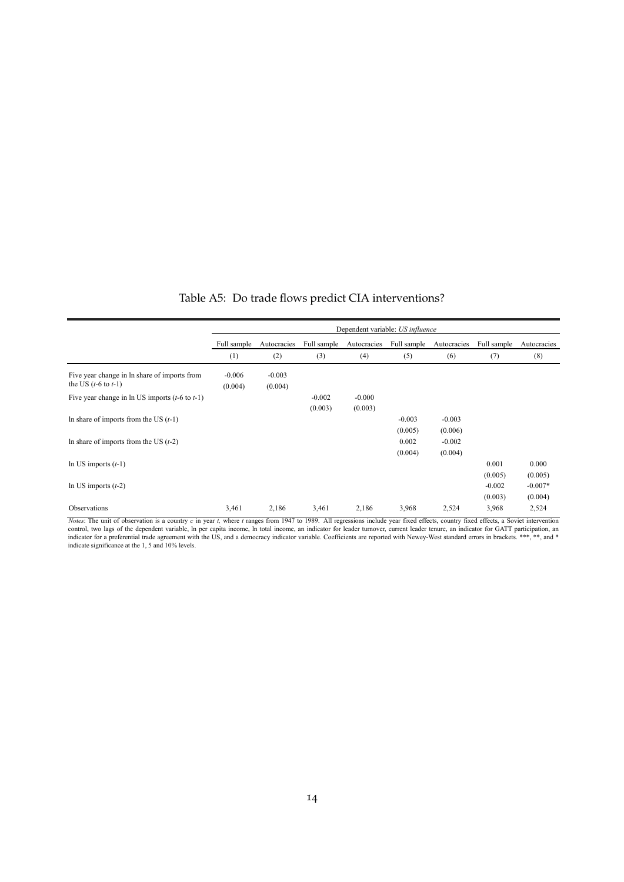Table A5: Do trade flows predict CIA interventions?

| | Dependent variable: *US influence* | | | | | | | |
|---|---|---|---|---|---|---|---|---|
| | Full sample | Autocracies | Full sample | Autocracies | Full sample | Autocracies | Full sample | Autocracies |
| | (1) | (2) | (3) | (4) | (5) | (6) | (7) | (8) |
| Five year change in ln share of imports from the US ($t$-6 to $t$-1) | -0.006 | -0.003 | | | | | | |
| | (0.004) | (0.004) | | | | | | |
| Five year change in ln US imports ($t$-6 to $t$-1) | | | -0.002 | -0.000 | | | | |
| | | | (0.003) | (0.003) | | | | |
| ln share of imports from the US ($t$-1) | | | | | -0.003 | -0.003 | | |
| | | | | | (0.005) | (0.006) | | |
| ln share of imports from the US ($t$-2) | | | | | 0.002 | -0.002 | | |
| | | | | | (0.004) | (0.004) | | |
| ln US imports ($t$-1) | | | | | | | 0.001 | 0.000 |
| | | | | | | | (0.005) | (0.005) |
| ln US imports ($t$-2) | | | | | | | -0.002 | -0.007* |
| | | | | | | | (0.003) | (0.004) |
| Observations | 3,461 | 2,186 | 3,461 | 2,186 | 3,968 | 2,524 | 3,968 | 2,524 |

*Notes*: The unit of observation is a country $c$ in year $t$, where $t$ ranges from 1947 to 1989. All regressions include year fixed effects, country fixed effects, a Soviet intervention control, two lags of the dependent variable, ln per capita income, ln total income, an indicator for leader turnover, current leader tenure, an indicator for GATT participation, an indicator for a preferential trade agreement with the US, and a democracy indicator variable. Coefficients are reported with Newey-West standard errors in brackets. ***, **, and * indicate significance at the 1, 5 and 10% levels.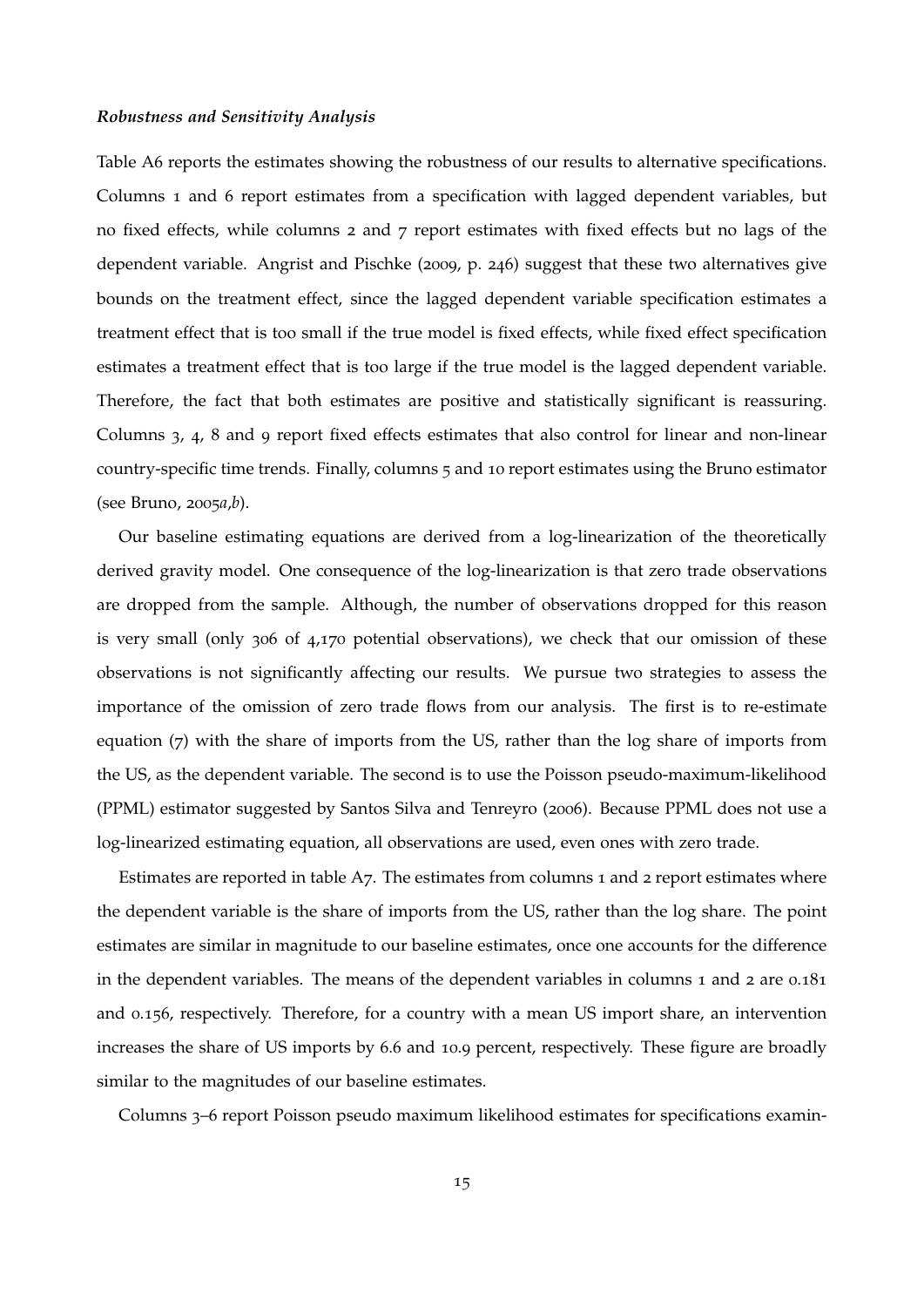***Robustness and Sensitivity Analysis***

Table A6 reports the estimates showing the robustness of our results to alternative specifications. Columns 1 and 6 report estimates from a specification with lagged dependent variables, but no fixed effects, while columns 2 and 7 report estimates with fixed effects but no lags of the dependent variable. Angrist and Pischke (2009, p. 246) suggest that these two alternatives give bounds on the treatment effect, since the lagged dependent variable specification estimates a treatment effect that is too small if the true model is fixed effects, while fixed effect specification estimates a treatment effect that is too large if the true model is the lagged dependent variable. Therefore, the fact that both estimates are positive and statistically significant is reassuring. Columns 3, 4, 8 and 9 report fixed effects estimates that also control for linear and non-linear country-specific time trends. Finally, columns 5 and 10 report estimates using the Bruno estimator (see Bruno, 2005*a*,*b*).

Our baseline estimating equations are derived from a log-linearization of the theoretically derived gravity model. One consequence of the log-linearization is that zero trade observations are dropped from the sample. Although, the number of observations dropped for this reason is very small (only 306 of 4,170 potential observations), we check that our omission of these observations is not significantly affecting our results. We pursue two strategies to assess the importance of the omission of zero trade flows from our analysis. The first is to re-estimate equation (7) with the share of imports from the US, rather than the log share of imports from the US, as the dependent variable. The second is to use the Poisson pseudo-maximum-likelihood (PPML) estimator suggested by Santos Silva and Tenreyro (2006). Because PPML does not use a log-linearized estimating equation, all observations are used, even ones with zero trade.

Estimates are reported in table A7. The estimates from columns 1 and 2 report estimates where the dependent variable is the share of imports from the US, rather than the log share. The point estimates are similar in magnitude to our baseline estimates, once one accounts for the difference in the dependent variables. The means of the dependent variables in columns 1 and 2 are 0.181 and 0.156, respectively. Therefore, for a country with a mean US import share, an intervention increases the share of US imports by 6.6 and 10.9 percent, respectively. These figure are broadly similar to the magnitudes of our baseline estimates.

Columns 3–6 report Poisson pseudo maximum likelihood estimates for specifications examin-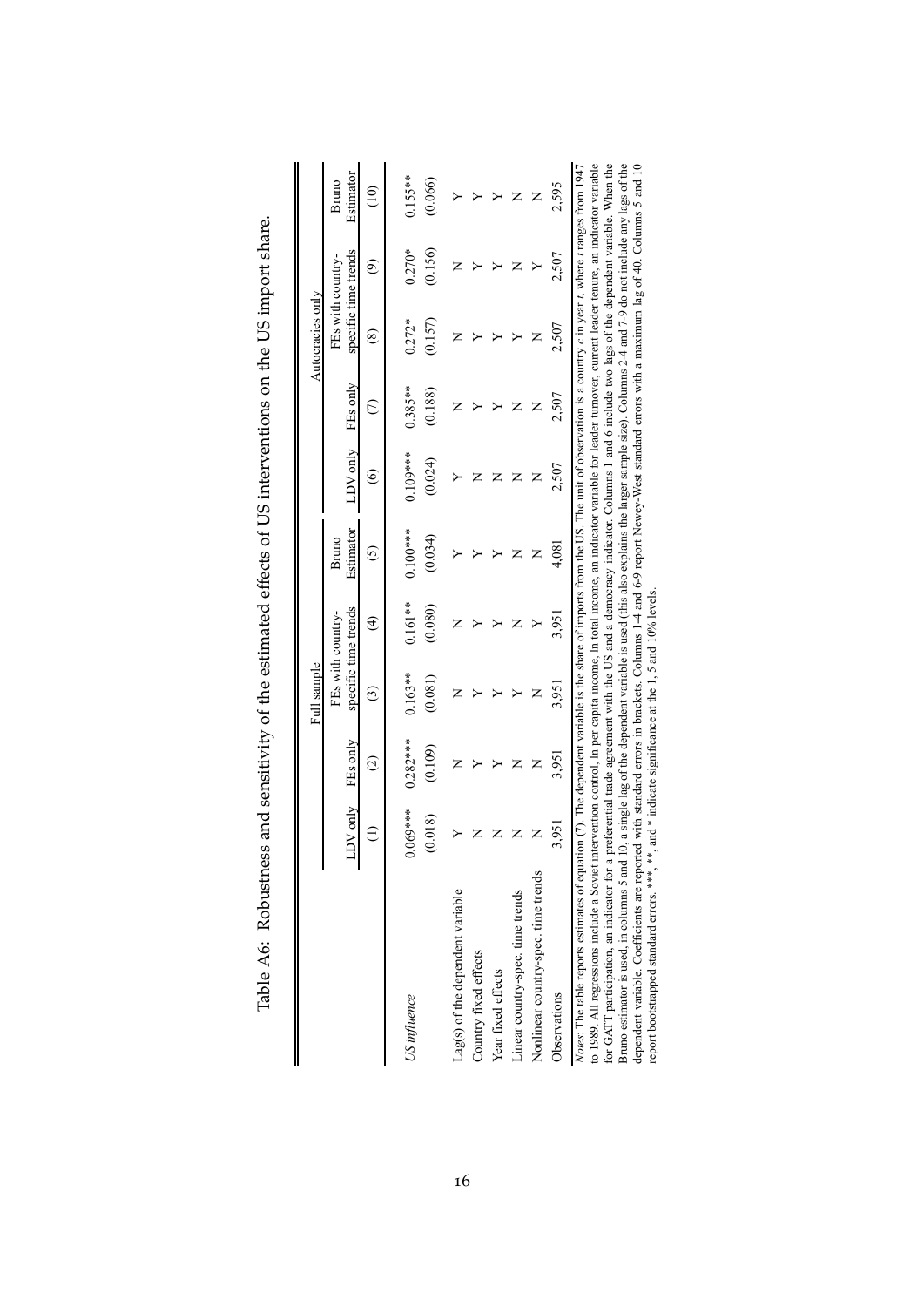Table A6: Robustness and sensitivity of the estimated effects of US interventions on the US import share.

| | Full sample | | | | | Autocracies only | | | | |
|---|---|---|---|---|---|---|---|---|---|---|
| | LDV only | FEs only | FEs with country-specific time trends | | Bruno Estimator | LDV only | FEs only | FEs with country-specific time trends | | Bruno Estimator |
| | (1) | (2) | (3) | (4) | (5) | (6) | (7) | (8) | (9) | (10) |
| *US influence* | 0.069*** | 0.282*** | 0.163** | 0.161** | 0.100*** | 0.109*** | 0.385** | 0.272* | 0.270* | 0.155** |
| | (0.018) | (0.109) | (0.081) | (0.080) | (0.034) | (0.024) | (0.188) | (0.157) | (0.156) | (0.066) |
| Lag(s) of the dependent variable | Y | N | N | N | Y | Y | N | N | N | Y |
| Country fixed effects | N | Y | Y | Y | Y | N | Y | Y | Y | Y |
| Year fixed effects | N | Y | Y | Y | Y | N | Y | Y | Y | Y |
| Linear country-spec. time trends | N | N | Y | N | N | N | N | Y | N | N |
| Nonlinear country-spec. time trends | N | N | N | Y | N | N | N | N | Y | N |
| Observations | 3,951 | 3,951 | 3,951 | 3,951 | 4,081 | 2,507 | 2,507 | 2,507 | 2,507 | 2,595 |

*Notes*: The table reports estimates of equation (7). The dependent variable is the share of imports from the US. The unit of observation is a country $c$ in year $t$, where $t$ ranges from 1947 to 1989. All regressions include a Soviet intervention control, ln per capita income, ln total income, an indicator variable for leader turnover, current leader tenure, an indicator variable for GATT participation, an indicator for a preferential trade agreement with the US and a democracy indicator. Columns 1 and 6 include two lags of the dependent variable. When the Bruno estimator is used, in columns 5 and 10, a single lag of the dependent variable is used (this also explains the larger sample size). Columns 2-4 and 7-9 do not include any lags of the dependent variable. Coefficients are reported with standard errors in brackets. Columns 1-4 and 6-9 report Newey-West standard errors with a maximum lag of 40. Columns 5 and 10 report bootstrapped standard errors. ***, **, and * indicate significance at the 1, 5 and 10% levels.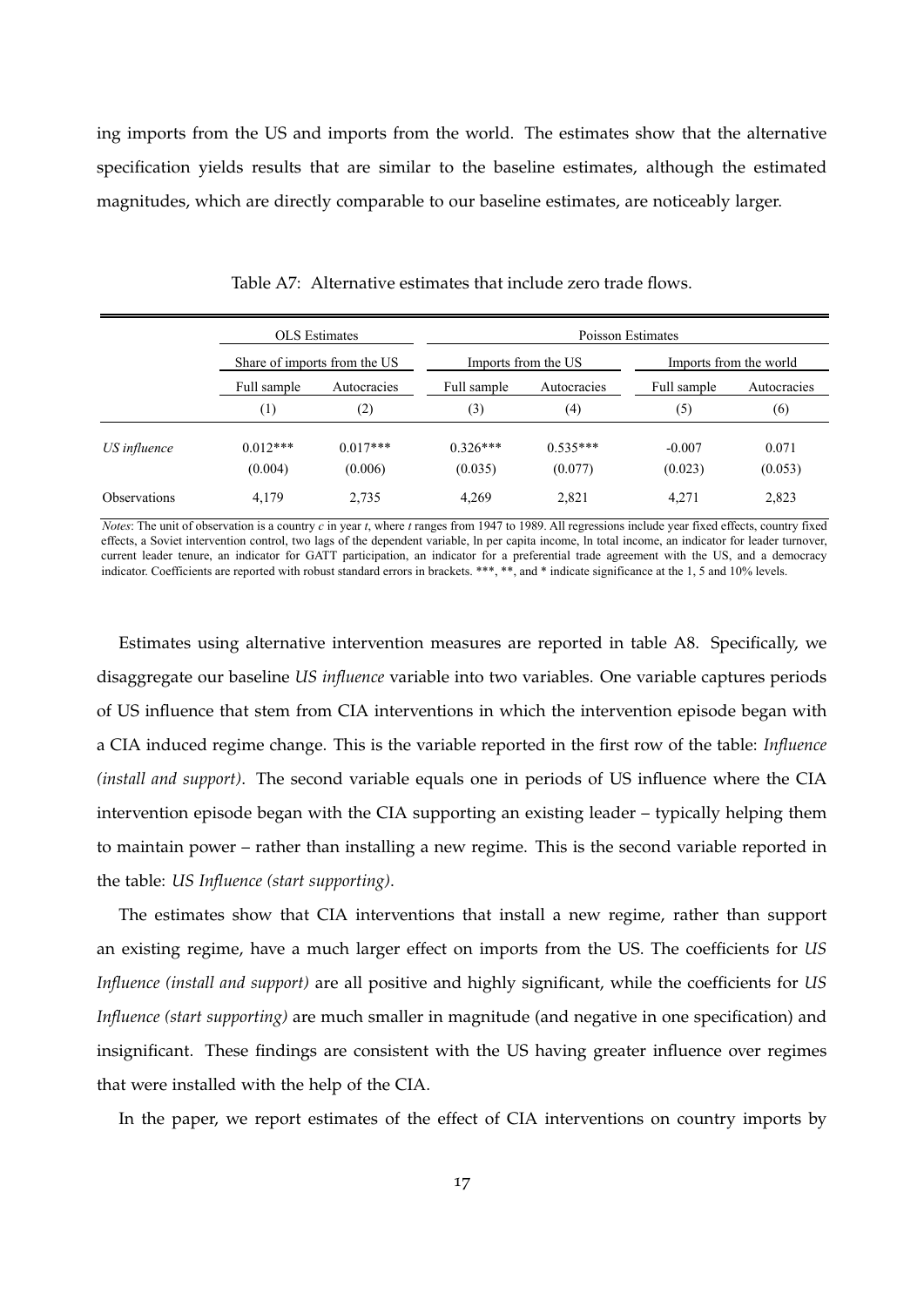ing imports from the US and imports from the world. The estimates show that the alternative specification yields results that are similar to the baseline estimates, although the estimated magnitudes, which are directly comparable to our baseline estimates, are noticeably larger.

Table A7: Alternative estimates that include zero trade flows.

| | OLS Estimates | | Poisson Estimates | | | |
|---|---|---|---|---|---|---|
| | Share of imports from the US | | Imports from the US | | Imports from the world | |
| | Full sample | Autocracies | Full sample | Autocracies | Full sample | Autocracies |
| | (1) | (2) | (3) | (4) | (5) | (6) |
| *US influence* | 0.012*** | 0.017*** | 0.326*** | 0.535*** | -0.007 | 0.071 |
| | (0.004) | (0.006) | (0.035) | (0.077) | (0.023) | (0.053) |
| Observations | 4,179 | 2,735 | 4,269 | 2,821 | 4,271 | 2,823 |

*Notes*: The unit of observation is a country *c* in year *t*, where *t* ranges from 1947 to 1989. All regressions include year fixed effects, country fixed effects, a Soviet intervention control, two lags of the dependent variable, ln per capita income, ln total income, an indicator for leader turnover, current leader tenure, an indicator for GATT participation, an indicator for a preferential trade agreement with the US, and a democracy indicator. Coefficients are reported with robust standard errors in brackets. ***, **, and * indicate significance at the 1, 5 and 10% levels.

Estimates using alternative intervention measures are reported in table A8. Specifically, we disaggregate our baseline *US influence* variable into two variables. One variable captures periods of US influence that stem from CIA interventions in which the intervention episode began with a CIA induced regime change. This is the variable reported in the first row of the table: *Influence (install and support)*. The second variable equals one in periods of US influence where the CIA intervention episode began with the CIA supporting an existing leader – typically helping them to maintain power – rather than installing a new regime. This is the second variable reported in the table: *US Influence (start supporting)*.

The estimates show that CIA interventions that install a new regime, rather than support an existing regime, have a much larger effect on imports from the US. The coefficients for *US Influence (install and support)* are all positive and highly significant, while the coefficients for *US Influence (start supporting)* are much smaller in magnitude (and negative in one specification) and insignificant. These findings are consistent with the US having greater influence over regimes that were installed with the help of the CIA.

In the paper, we report estimates of the effect of CIA interventions on country imports by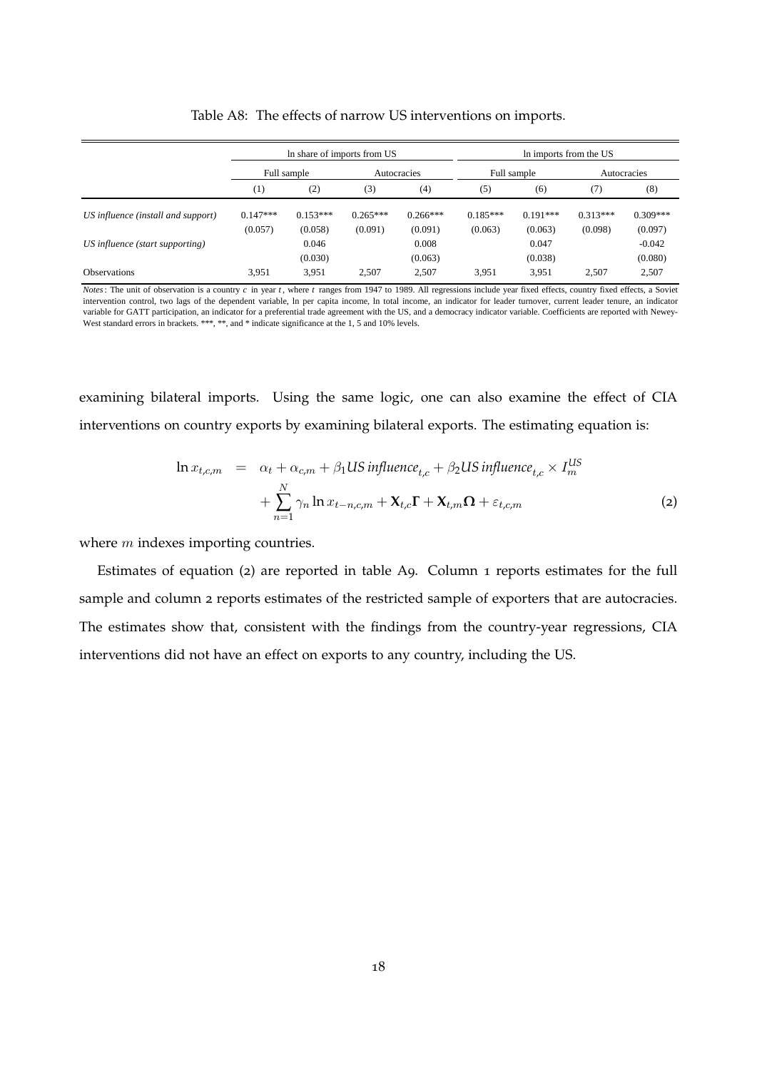Table A8: The effects of narrow US interventions on imports.

| | ln share of imports from US | | | | ln imports from the US | | | |
|---|---|---|---|---|---|---|---|---|
| | Full sample | | Autocracies | | Full sample | | Autocracies | |
| | (1) | (2) | (3) | (4) | (5) | (6) | (7) | (8) |
| *US influence (install and support)* | 0.147*** | 0.153*** | 0.265*** | 0.266*** | 0.185*** | 0.191*** | 0.313*** | 0.309*** |
| | (0.057) | (0.058) | (0.091) | (0.091) | (0.063) | (0.063) | (0.098) | (0.097) |
| *US influence (start supporting)* | | 0.046 | | 0.008 | | 0.047 | | -0.042 |
| | | (0.030) | | (0.063) | | (0.038) | | (0.080) |
| Observations | 3,951 | 3,951 | 2,507 | 2,507 | 3,951 | 3,951 | 2,507 | 2,507 |

*Notes*: The unit of observation is a country $c$ in year $t$, where $t$ ranges from 1947 to 1989. All regressions include year fixed effects, country fixed effects, a Soviet intervention control, two lags of the dependent variable, ln per capita income, ln total income, an indicator for leader turnover, current leader tenure, an indicator variable for GATT participation, an indicator for a preferential trade agreement with the US, and a democracy indicator variable. Coefficients are reported with Newey-West standard errors in brackets. ***, **, and * indicate significance at the 1, 5 and 10% levels.

examining bilateral imports. Using the same logic, one can also examine the effect of CIA interventions on country exports by examining bilateral exports. The estimating equation is:

$$
\begin{aligned}
\ln x_{t,c,m} \quad = \quad & \alpha_t + \alpha_{c,m} + \beta_1 \textit{US influence}_{t,c} + \beta_2 \textit{US influence}_{t,c} \times I_m^{US} \\
& + \sum_{n=1}^{N} \gamma_n \ln x_{t-n,c,m} + \mathbf{X}_{t,c}\mathbf{\Gamma} + \mathbf{X}_{t,m}\mathbf{\Omega} + \varepsilon_{t,c,m} \qquad (2)
\end{aligned}
$$

where $m$ indexes importing countries.

Estimates of equation (2) are reported in table A9. Column 1 reports estimates for the full sample and column 2 reports estimates of the restricted sample of exporters that are autocracies. The estimates show that, consistent with the findings from the country-year regressions, CIA interventions did not have an effect on exports to any country, including the US.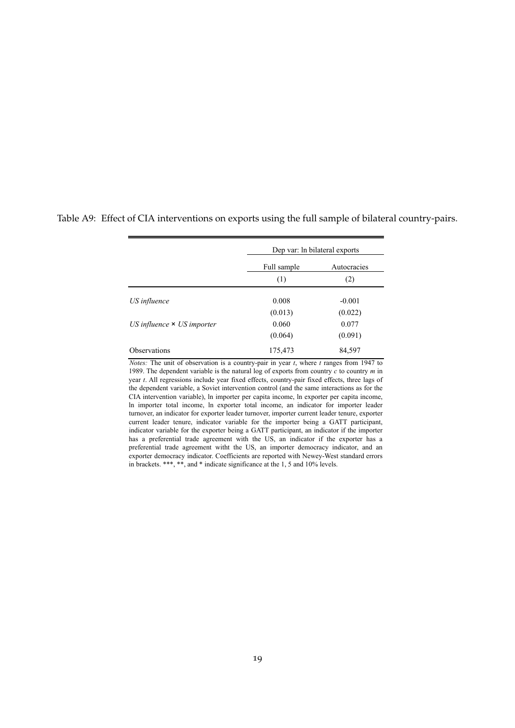Table A9: Effect of CIA interventions on exports using the full sample of bilateral country-pairs.

| | Dep var: ln bilateral exports | |
|---|---|---|
| | Full sample | Autocracies |
| | (1) | (2) |
| *US influence* | 0.008 | -0.001 |
| | (0.013) | (0.022) |
| *US influence × US importer* | 0.060 | 0.077 |
| | (0.064) | (0.091) |
| Observations | 175,473 | 84,597 |

*Notes:* The unit of observation is a country-pair in year *t*, where *t* ranges from 1947 to 1989. The dependent variable is the natural log of exports from country *c* to country *m* in year *t*. All regressions include year fixed effects, country-pair fixed effects, three lags of the dependent variable, a Soviet intervention control (and the same interactions as for the CIA intervention variable), ln importer per capita income, ln exporter per capita income, ln importer total income, ln exporter total income, an indicator for importer leader turnover, an indicator for exporter leader turnover, importer current leader tenure, exporter current leader tenure, indicator variable for the importer being a GATT participant, indicator variable for the exporter being a GATT participant, an indicator if the importer has a preferential trade agreement with the US, an indicator if the exporter has a preferential trade agreement witht the US, an importer democracy indicator, and an exporter democracy indicator. Coefficients are reported with Newey-West standard errors in brackets. ***, **, and * indicate significance at the 1, 5 and 10% levels.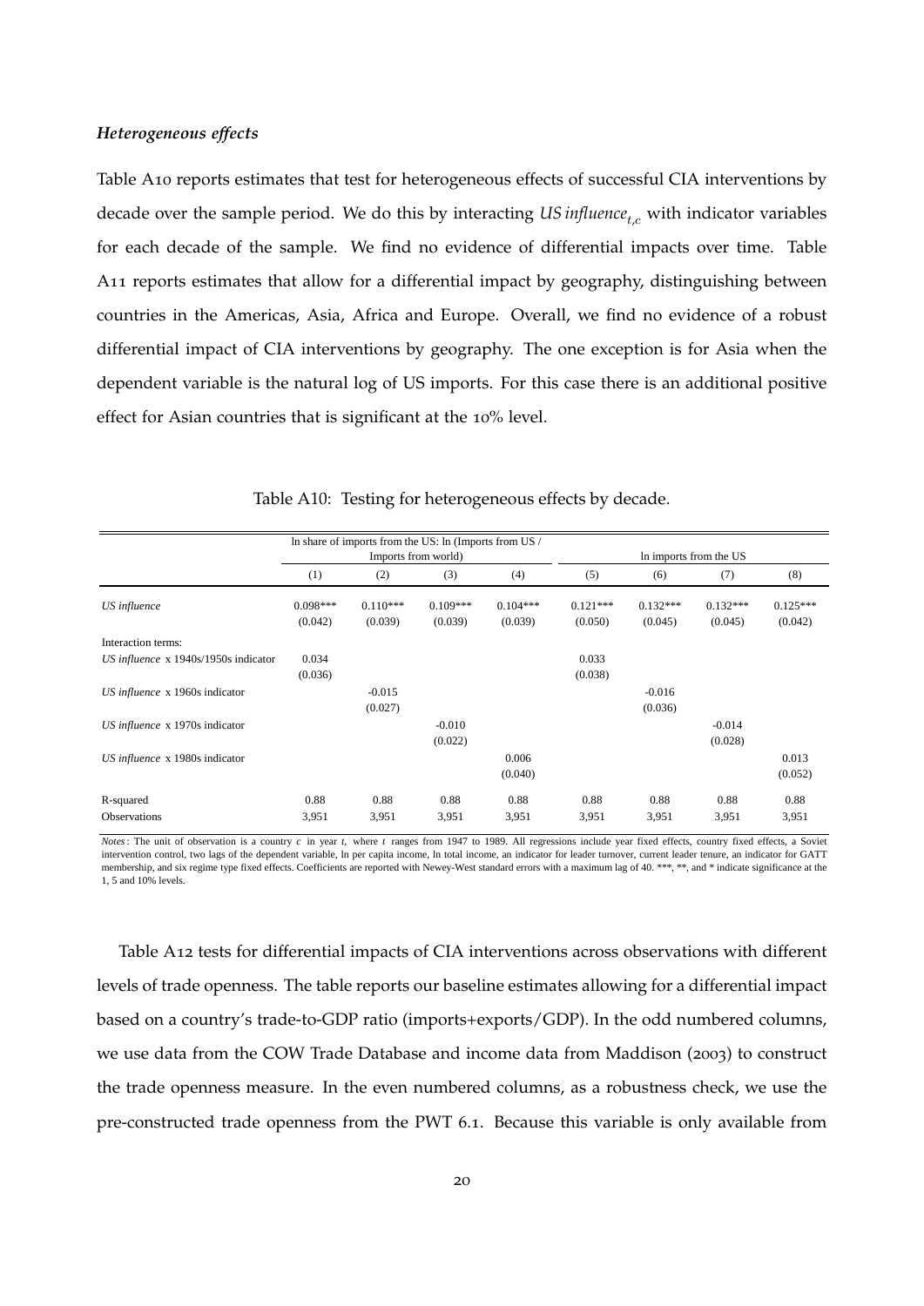#### *Heterogeneous effects*

Table A10 reports estimates that test for heterogeneous effects of successful CIA interventions by decade over the sample period. We do this by interacting *US influence*$_{t,c}$ with indicator variables for each decade of the sample. We find no evidence of differential impacts over time. Table A11 reports estimates that allow for a differential impact by geography, distinguishing between countries in the Americas, Asia, Africa and Europe. Overall, we find no evidence of a robust differential impact of CIA interventions by geography. The one exception is for Asia when the dependent variable is the natural log of US imports. For this case there is an additional positive effect for Asian countries that is significant at the 10% level.

Table A10: Testing for heterogeneous effects by decade.

| | ln share of imports from the US: ln (Imports from US / Imports from world) | | | | ln imports from the US | | | |
|---|---|---|---|---|---|---|---|---|
| | (1) | (2) | (3) | (4) | (5) | (6) | (7) | (8) |
| *US influence* | 0.098*** | 0.110*** | 0.109*** | 0.104*** | 0.121*** | 0.132*** | 0.132*** | 0.125*** |
| | (0.042) | (0.039) | (0.039) | (0.039) | (0.050) | (0.045) | (0.045) | (0.042) |
| Interaction terms: | | | | | | | | |
| *US influence* x 1940s/1950s indicator | 0.034 | | | | 0.033 | | | |
| | (0.036) | | | | (0.038) | | | |
| *US influence* x 1960s indicator | | -0.015 | | | | -0.016 | | |
| | | (0.027) | | | | (0.036) | | |
| *US influence* x 1970s indicator | | | -0.010 | | | | -0.014 | |
| | | | (0.022) | | | | (0.028) | |
| *US influence* x 1980s indicator | | | | 0.006 | | | | 0.013 |
| | | | | (0.040) | | | | (0.052) |
| R-squared | 0.88 | 0.88 | 0.88 | 0.88 | 0.88 | 0.88 | 0.88 | 0.88 |
| Observations | 3,951 | 3,951 | 3,951 | 3,951 | 3,951 | 3,951 | 3,951 | 3,951 |

*Notes*: The unit of observation is a country *c* in year *t*, where *t* ranges from 1947 to 1989. All regressions include year fixed effects, country fixed effects, a Soviet intervention control, two lags of the dependent variable, ln per capita income, ln total income, an indicator for leader turnover, current leader tenure, an indicator for GATT membership, and six regime type fixed effects. Coefficients are reported with Newey-West standard errors with a maximum lag of 40. ***, **, and * indicate significance at the 1, 5 and 10% levels.

Table A12 tests for differential impacts of CIA interventions across observations with different levels of trade openness. The table reports our baseline estimates allowing for a differential impact based on a country's trade-to-GDP ratio (imports+exports/GDP). In the odd numbered columns, we use data from the COW Trade Database and income data from Maddison (2003) to construct the trade openness measure. In the even numbered columns, as a robustness check, we use the pre-constructed trade openness from the PWT 6.1. Because this variable is only available from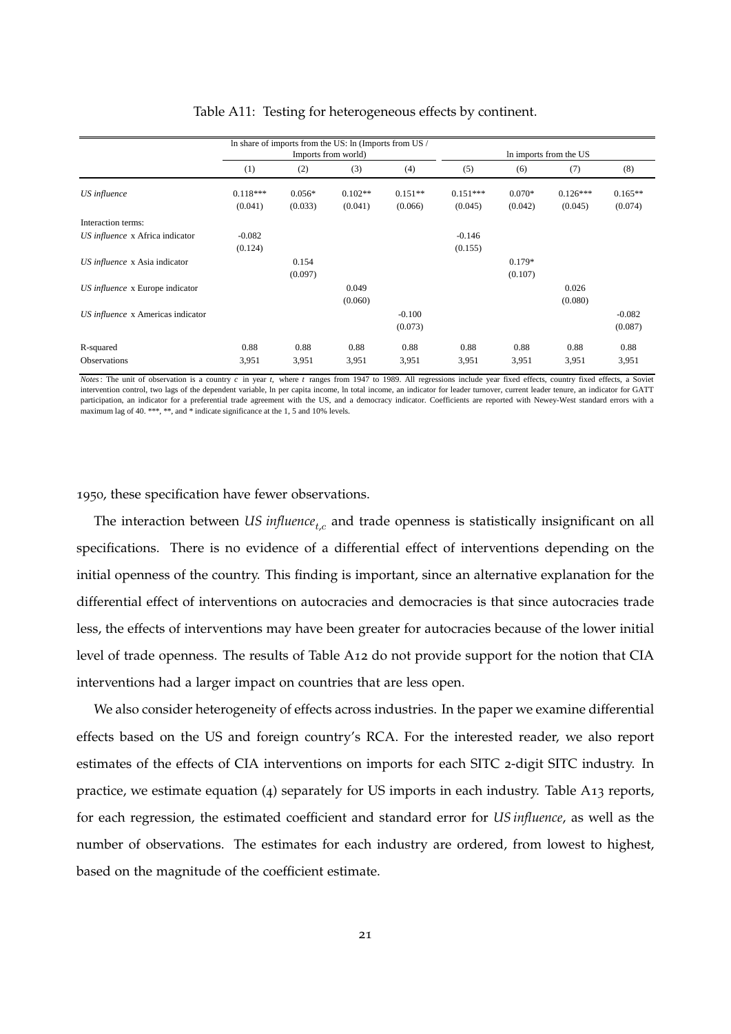Table A11: Testing for heterogeneous effects by continent.

| | ln share of imports from the US: ln (Imports from US / Imports from world) | | | | ln imports from the US | | | |
|---|---|---|---|---|---|---|---|---|
| | (1) | (2) | (3) | (4) | (5) | (6) | (7) | (8) |
| *US influence* | 0.118*** | 0.056* | 0.102** | 0.151** | 0.151*** | 0.070* | 0.126*** | 0.165** |
| | (0.041) | (0.033) | (0.041) | (0.066) | (0.045) | (0.042) | (0.045) | (0.074) |
| Interaction terms: | | | | | | | | |
| *US influence* x Africa indicator | -0.082 | | | | -0.146 | | | |
| | (0.124) | | | | (0.155) | | | |
| *US influence* x Asia indicator | | 0.154 | | | | 0.179* | | |
| | | (0.097) | | | | (0.107) | | |
| *US influence* x Europe indicator | | | 0.049 | | | | 0.026 | |
| | | | (0.060) | | | | (0.080) | |
| *US influence* x Americas indicator | | | | -0.100 | | | | -0.082 |
| | | | | (0.073) | | | | (0.087) |
| R-squared | 0.88 | 0.88 | 0.88 | 0.88 | 0.88 | 0.88 | 0.88 | 0.88 |
| Observations | 3,951 | 3,951 | 3,951 | 3,951 | 3,951 | 3,951 | 3,951 | 3,951 |

*Notes*: The unit of observation is a country $c$ in year $t$, where $t$ ranges from 1947 to 1989. All regressions include year fixed effects, country fixed effects, a Soviet intervention control, two lags of the dependent variable, ln per capita income, ln total income, an indicator for leader turnover, current leader tenure, an indicator for GATT participation, an indicator for a preferential trade agreement with the US, and a democracy indicator. Coefficients are reported with Newey-West standard errors with a maximum lag of 40. ***, **, and * indicate significance at the 1, 5 and 10% levels.

1950, these specification have fewer observations.

The interaction between *US influence*$_{t,c}$ and trade openness is statistically insignificant on all specifications. There is no evidence of a differential effect of interventions depending on the initial openness of the country. This finding is important, since an alternative explanation for the differential effect of interventions on autocracies and democracies is that since autocracies trade less, the effects of interventions may have been greater for autocracies because of the lower initial level of trade openness. The results of Table A12 do not provide support for the notion that CIA interventions had a larger impact on countries that are less open.

We also consider heterogeneity of effects across industries. In the paper we examine differential effects based on the US and foreign country's RCA. For the interested reader, we also report estimates of the effects of CIA interventions on imports for each SITC 2-digit SITC industry. In practice, we estimate equation (4) separately for US imports in each industry. Table A13 reports, for each regression, the estimated coefficient and standard error for *US influence*, as well as the number of observations. The estimates for each industry are ordered, from lowest to highest, based on the magnitude of the coefficient estimate.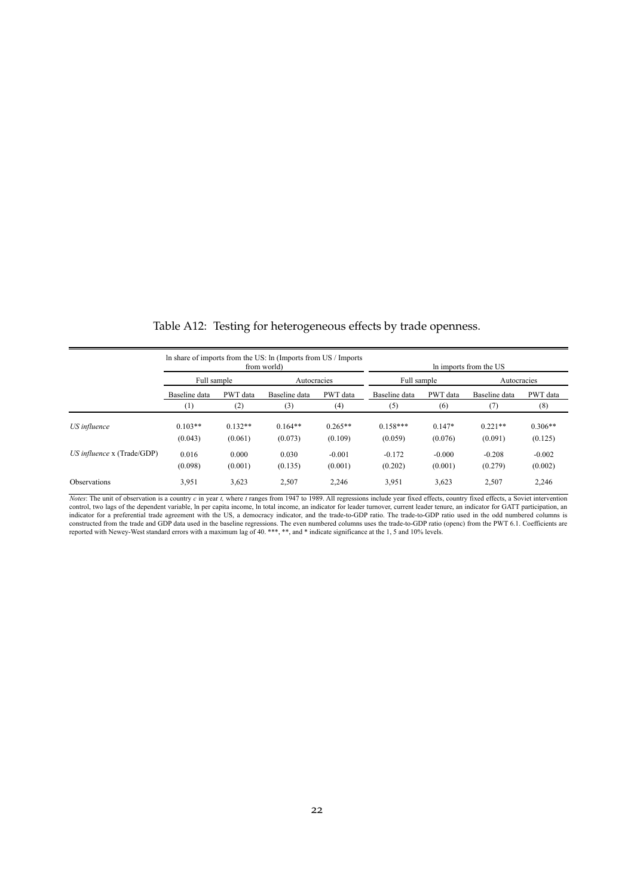Table A12: Testing for heterogeneous effects by trade openness.

| | ln share of imports from the US: ln (Imports from US / Imports from world) | | | | ln imports from the US | | | |
|---|---|---|---|---|---|---|---|---|
| | Full sample | | Autocracies | | Full sample | | Autocracies | |
| | Baseline data | PWT data | Baseline data | PWT data | Baseline data | PWT data | Baseline data | PWT data |
| | (1) | (2) | (3) | (4) | (5) | (6) | (7) | (8) |
| *US influence* | 0.103** | 0.132** | 0.164** | 0.265** | 0.158*** | 0.147* | 0.221** | 0.306** |
| | (0.043) | (0.061) | (0.073) | (0.109) | (0.059) | (0.076) | (0.091) | (0.125) |
| *US influence* x (Trade/GDP) | 0.016 | 0.000 | 0.030 | -0.001 | -0.172 | -0.000 | -0.208 | -0.002 |
| | (0.098) | (0.001) | (0.135) | (0.001) | (0.202) | (0.001) | (0.279) | (0.002) |
| Observations | 3,951 | 3,623 | 2,507 | 2,246 | 3,951 | 3,623 | 2,507 | 2,246 |

*Notes*: The unit of observation is a country $c$ in year $t$, where $t$ ranges from 1947 to 1989. All regressions include year fixed effects, country fixed effects, a Soviet intervention control, two lags of the dependent variable, ln per capita income, ln total income, an indicator for leader turnover, current leader tenure, an indicator for GATT participation, an indicator for a preferential trade agreement with the US, a democracy indicator, and the trade-to-GDP ratio. The trade-to-GDP ratio used in the odd numbered columns is constructed from the trade and GDP data used in the baseline regressions. The even numbered columns uses the trade-to-GDP ratio (openc) from the PWT 6.1. Coefficients are reported with Newey-West standard errors with a maximum lag of 40. ***, **, and * indicate significance at the 1, 5 and 10% levels.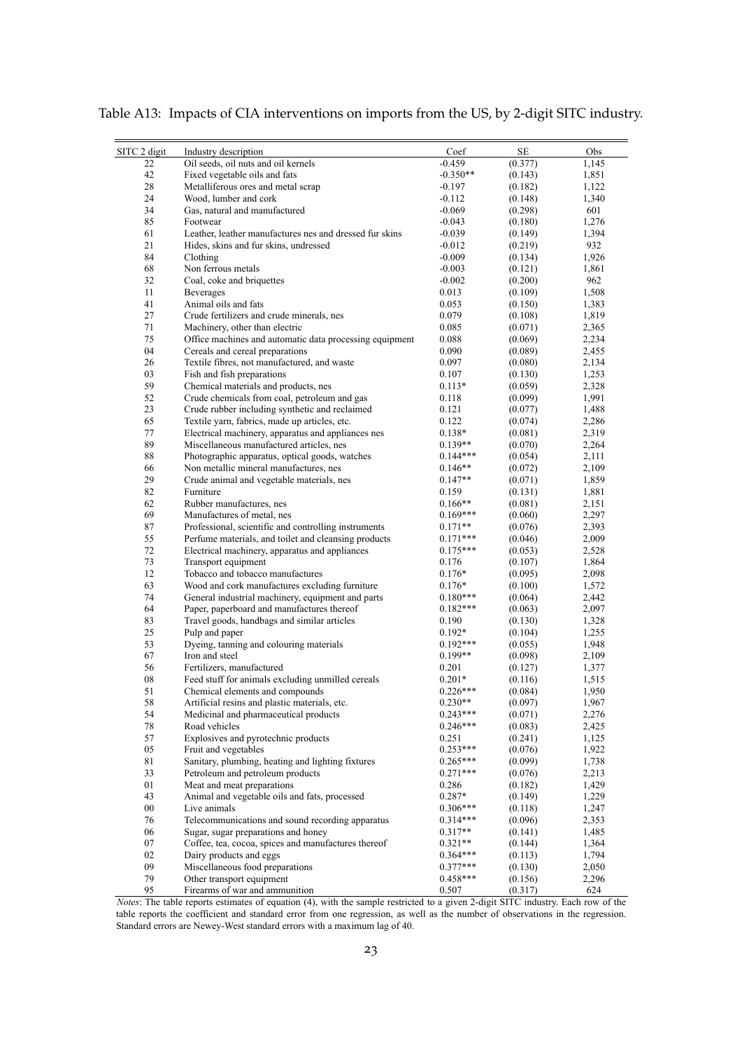Table A13: Impacts of CIA interventions on imports from the US, by 2-digit SITC industry.

| SITC 2 digit | Industry description | Coef | SE | Obs |
|---|---|---|---|---|
| 22 | Oil seeds, oil nuts and oil kernels | -0.459 | (0.377) | 1,145 |
| 42 | Fixed vegetable oils and fats | -0.350** | (0.143) | 1,851 |
| 28 | Metalliferous ores and metal scrap | -0.197 | (0.182) | 1,122 |
| 24 | Wood, lumber and cork | -0.112 | (0.148) | 1,340 |
| 34 | Gas, natural and manufactured | -0.069 | (0.298) | 601 |
| 85 | Footwear | -0.043 | (0.180) | 1,276 |
| 61 | Leather, leather manufactures nes and dressed fur skins | -0.039 | (0.149) | 1,394 |
| 21 | Hides, skins and fur skins, undressed | -0.012 | (0.219) | 932 |
| 84 | Clothing | -0.009 | (0.134) | 1,926 |
| 68 | Non ferrous metals | -0.003 | (0.121) | 1,861 |
| 32 | Coal, coke and briquettes | -0.002 | (0.200) | 962 |
| 11 | Beverages | 0.013 | (0.109) | 1,508 |
| 41 | Animal oils and fats | 0.053 | (0.150) | 1,383 |
| 27 | Crude fertilizers and crude minerals, nes | 0.079 | (0.108) | 1,819 |
| 71 | Machinery, other than electric | 0.085 | (0.071) | 2,365 |
| 75 | Office machines and automatic data processing equipment | 0.088 | (0.069) | 2,234 |
| 04 | Cereals and cereal preparations | 0.090 | (0.089) | 2,455 |
| 26 | Textile fibres, not manufactured, and waste | 0.097 | (0.080) | 2,134 |
| 03 | Fish and fish preparations | 0.107 | (0.130) | 1,253 |
| 59 | Chemical materials and products, nes | 0.113* | (0.059) | 2,328 |
| 52 | Crude chemicals from coal, petroleum and gas | 0.118 | (0.099) | 1,991 |
| 23 | Crude rubber including synthetic and reclaimed | 0.121 | (0.077) | 1,488 |
| 65 | Textile yarn, fabrics, made up articles, etc. | 0.122 | (0.074) | 2,286 |
| 77 | Electrical machinery, apparatus and appliances nes | 0.138* | (0.081) | 2,319 |
| 89 | Miscellaneous manufactured articles, nes | 0.139** | (0.070) | 2,264 |
| 88 | Photographic apparatus, optical goods, watches | 0.144*** | (0.054) | 2,111 |
| 66 | Non metallic mineral manufactures, nes | 0.146** | (0.072) | 2,109 |
| 29 | Crude animal and vegetable materials, nes | 0.147** | (0.071) | 1,859 |
| 82 | Furniture | 0.159 | (0.131) | 1,881 |
| 62 | Rubber manufactures, nes | 0.166** | (0.081) | 2,151 |
| 69 | Manufactures of metal, nes | 0.169*** | (0.060) | 2,297 |
| 87 | Professional, scientific and controlling instruments | 0.171** | (0.076) | 2,393 |
| 55 | Perfume materials, and toilet and cleansing products | 0.171*** | (0.046) | 2,009 |
| 72 | Electrical machinery, apparatus and appliances | 0.175*** | (0.053) | 2,528 |
| 73 | Transport equipment | 0.176 | (0.107) | 1,864 |
| 12 | Tobacco and tobacco manufactures | 0.176* | (0.095) | 2,098 |
| 63 | Wood and cork manufactures excluding furniture | 0.176* | (0.100) | 1,572 |
| 74 | General industrial machinery, equipment and parts | 0.180*** | (0.064) | 2,442 |
| 64 | Paper, paperboard and manufactures thereof | 0.182*** | (0.063) | 2,097 |
| 83 | Travel goods, handbags and similar articles | 0.190 | (0.130) | 1,328 |
| 25 | Pulp and paper | 0.192* | (0.104) | 1,255 |
| 53 | Dyeing, tanning and colouring materials | 0.192*** | (0.055) | 1,948 |
| 67 | Iron and steel | 0.199** | (0.098) | 2,109 |
| 56 | Fertilizers, manufactured | 0.201 | (0.127) | 1,377 |
| 08 | Feed stuff for animals excluding unmilled cereals | 0.201* | (0.116) | 1,515 |
| 51 | Chemical elements and compounds | 0.226*** | (0.084) | 1,950 |
| 58 | Artificial resins and plastic materials, etc. | 0.230** | (0.097) | 1,967 |
| 54 | Medicinal and pharmaceutical products | 0.243*** | (0.071) | 2,276 |
| 78 | Road vehicles | 0.246*** | (0.083) | 2,425 |
| 57 | Explosives and pyrotechnic products | 0.251 | (0.241) | 1,125 |
| 05 | Fruit and vegetables | 0.253*** | (0.076) | 1,922 |
| 81 | Sanitary, plumbing, heating and lighting fixtures | 0.265*** | (0.099) | 1,738 |
| 33 | Petroleum and petroleum products | 0.271*** | (0.076) | 2,213 |
| 01 | Meat and meat preparations | 0.286 | (0.182) | 1,429 |
| 43 | Animal and vegetable oils and fats, processed | 0.287* | (0.149) | 1,229 |
| 00 | Live animals | 0.306*** | (0.118) | 1,247 |
| 76 | Telecommunications and sound recording apparatus | 0.314*** | (0.096) | 2,353 |
| 06 | Sugar, sugar preparations and honey | 0.317** | (0.141) | 1,485 |
| 07 | Coffee, tea, cocoa, spices and manufactures thereof | 0.321** | (0.144) | 1,364 |
| 02 | Dairy products and eggs | 0.364*** | (0.113) | 1,794 |
| 09 | Miscellaneous food preparations | 0.377*** | (0.130) | 2,050 |
| 79 | Other transport equipment | 0.458*** | (0.156) | 2,296 |
| 95 | Firearms of war and ammunition | 0.507 | (0.317) | 624 |

*Notes*: The table reports estimates of equation (4), with the sample restricted to a given 2-digit SITC industry. Each row of the table reports the coefficient and standard error from one regression, as well as the number of observations in the regression. Standard errors are Newey-West standard errors with a maximum lag of 40.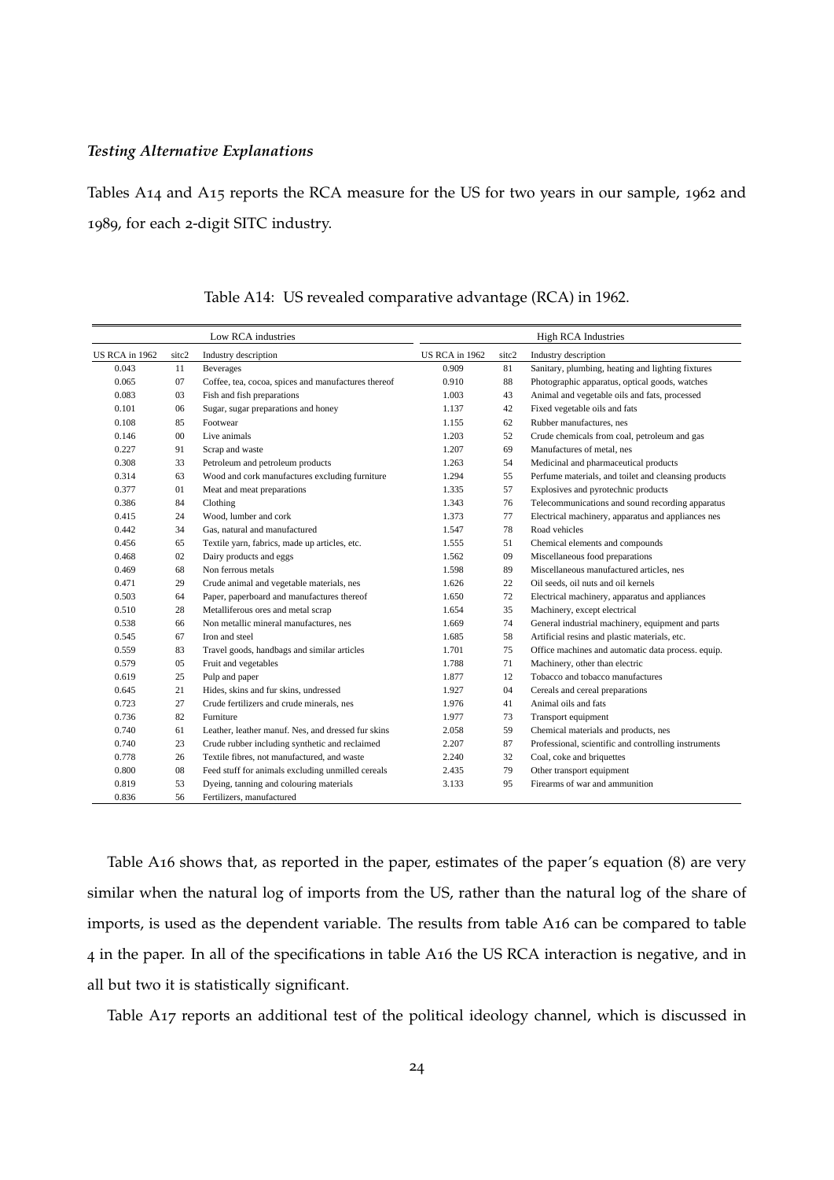### *Testing Alternative Explanations*

Tables A14 and A15 reports the RCA measure for the US for two years in our sample, 1962 and 1989, for each 2-digit SITC industry.

Table A14: US revealed comparative advantage (RCA) in 1962.

| Low RCA industries | | | High RCA Industries | | |
|---|---|---|---|---|---|
| US RCA in 1962 | sitc2 | Industry description | US RCA in 1962 | sitc2 | Industry description |
| 0.043 | 11 | Beverages | 0.909 | 81 | Sanitary, plumbing, heating and lighting fixtures |
| 0.065 | 07 | Coffee, tea, cocoa, spices and manufactures thereof | 0.910 | 88 | Photographic apparatus, optical goods, watches |
| 0.083 | 03 | Fish and fish preparations | 1.003 | 43 | Animal and vegetable oils and fats, processed |
| 0.101 | 06 | Sugar, sugar preparations and honey | 1.137 | 42 | Fixed vegetable oils and fats |
| 0.108 | 85 | Footwear | 1.155 | 62 | Rubber manufactures, nes |
| 0.146 | 00 | Live animals | 1.203 | 52 | Crude chemicals from coal, petroleum and gas |
| 0.227 | 91 | Scrap and waste | 1.207 | 69 | Manufactures of metal, nes |
| 0.308 | 33 | Petroleum and petroleum products | 1.263 | 54 | Medicinal and pharmaceutical products |
| 0.314 | 63 | Wood and cork manufactures excluding furniture | 1.294 | 55 | Perfume materials, and toilet and cleansing products |
| 0.377 | 01 | Meat and meat preparations | 1.335 | 57 | Explosives and pyrotechnic products |
| 0.386 | 84 | Clothing | 1.343 | 76 | Telecommunications and sound recording apparatus |
| 0.415 | 24 | Wood, lumber and cork | 1.373 | 77 | Electrical machinery, apparatus and appliances nes |
| 0.442 | 34 | Gas, natural and manufactured | 1.547 | 78 | Road vehicles |
| 0.456 | 65 | Textile yarn, fabrics, made up articles, etc. | 1.555 | 51 | Chemical elements and compounds |
| 0.468 | 02 | Dairy products and eggs | 1.562 | 09 | Miscellaneous food preparations |
| 0.469 | 68 | Non ferrous metals | 1.598 | 89 | Miscellaneous manufactured articles, nes |
| 0.471 | 29 | Crude animal and vegetable materials, nes | 1.626 | 22 | Oil seeds, oil nuts and oil kernels |
| 0.503 | 64 | Paper, paperboard and manufactures thereof | 1.650 | 72 | Electrical machinery, apparatus and appliances |
| 0.510 | 28 | Metalliferous ores and metal scrap | 1.654 | 35 | Machinery, except electrical |
| 0.538 | 66 | Non metallic mineral manufactures, nes | 1.669 | 74 | General industrial machinery, equipment and parts |
| 0.545 | 67 | Iron and steel | 1.685 | 58 | Artificial resins and plastic materials, etc. |
| 0.559 | 83 | Travel goods, handbags and similar articles | 1.701 | 75 | Office machines and automatic data process. equip. |
| 0.579 | 05 | Fruit and vegetables | 1.788 | 71 | Machinery, other than electric |
| 0.619 | 25 | Pulp and paper | 1.877 | 12 | Tobacco and tobacco manufactures |
| 0.645 | 21 | Hides, skins and fur skins, undressed | 1.927 | 04 | Cereals and cereal preparations |
| 0.723 | 27 | Crude fertilizers and crude minerals, nes | 1.976 | 41 | Animal oils and fats |
| 0.736 | 82 | Furniture | 1.977 | 73 | Transport equipment |
| 0.740 | 61 | Leather, leather manuf. Nes, and dressed fur skins | 2.058 | 59 | Chemical materials and products, nes |
| 0.740 | 23 | Crude rubber including synthetic and reclaimed | 2.207 | 87 | Professional, scientific and controlling instruments |
| 0.778 | 26 | Textile fibres, not manufactured, and waste | 2.240 | 32 | Coal, coke and briquettes |
| 0.800 | 08 | Feed stuff for animals excluding unmilled cereals | 2.435 | 79 | Other transport equipment |
| 0.819 | 53 | Dyeing, tanning and colouring materials | 3.133 | 95 | Firearms of war and ammunition |
| 0.836 | 56 | Fertilizers, manufactured | | | |

Table A16 shows that, as reported in the paper, estimates of the paper's equation (8) are very similar when the natural log of imports from the US, rather than the natural log of the share of imports, is used as the dependent variable. The results from table A16 can be compared to table 4 in the paper. In all of the specifications in table A16 the US RCA interaction is negative, and in all but two it is statistically significant.

Table A17 reports an additional test of the political ideology channel, which is discussed in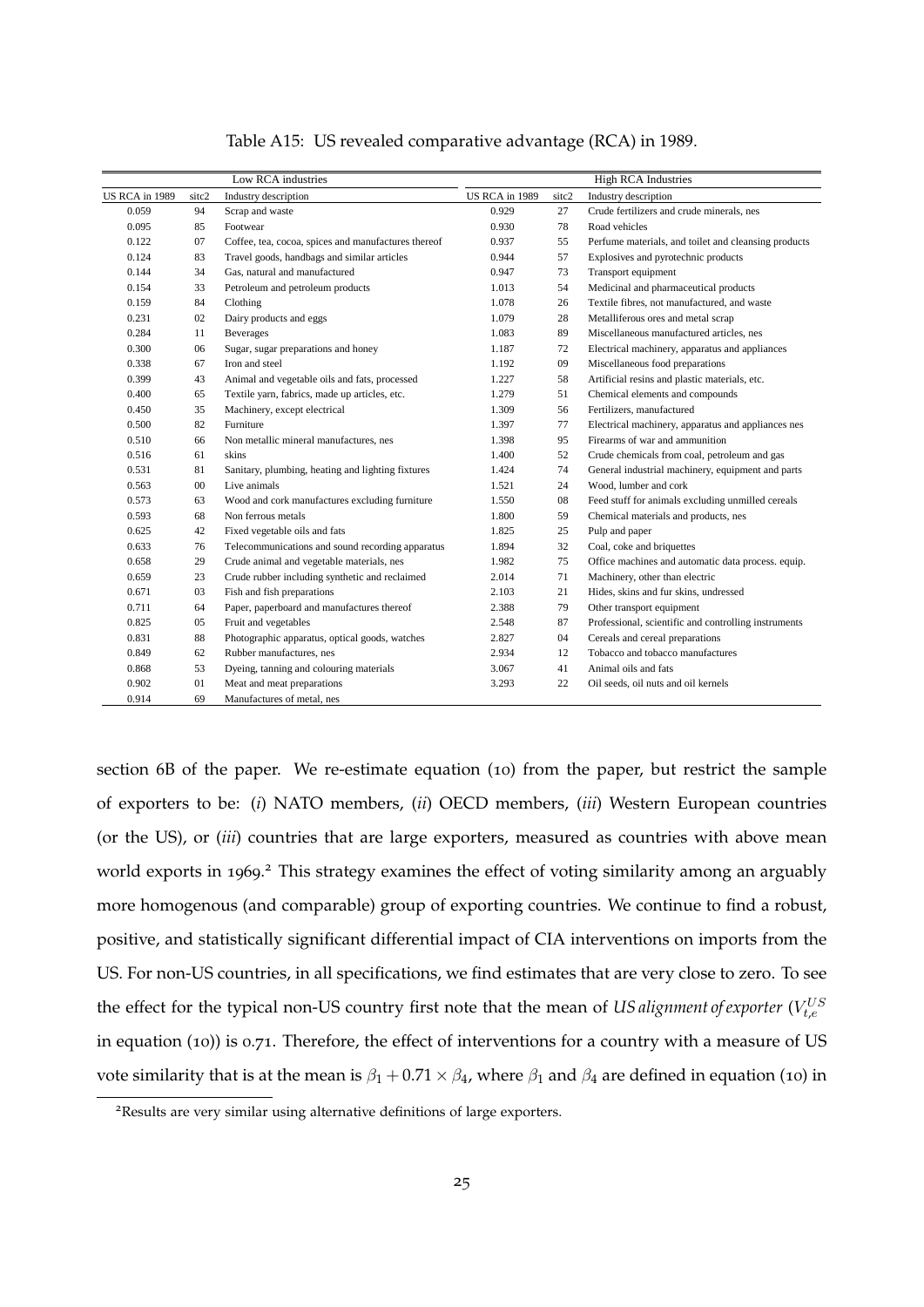Table A15: US revealed comparative advantage (RCA) in 1989.

| Low RCA industries | | | High RCA Industries | | |
|---|---|---|---|---|---|
| US RCA in 1989 | sitc2 | Industry description | US RCA in 1989 | sitc2 | Industry description |
| 0.059 | 94 | Scrap and waste | 0.929 | 27 | Crude fertilizers and crude minerals, nes |
| 0.095 | 85 | Footwear | 0.930 | 78 | Road vehicles |
| 0.122 | 07 | Coffee, tea, cocoa, spices and manufactures thereof | 0.937 | 55 | Perfume materials, and toilet and cleansing products |
| 0.124 | 83 | Travel goods, handbags and similar articles | 0.944 | 57 | Explosives and pyrotechnic products |
| 0.144 | 34 | Gas, natural and manufactured | 0.947 | 73 | Transport equipment |
| 0.154 | 33 | Petroleum and petroleum products | 1.013 | 54 | Medicinal and pharmaceutical products |
| 0.159 | 84 | Clothing | 1.078 | 26 | Textile fibres, not manufactured, and waste |
| 0.231 | 02 | Dairy products and eggs | 1.079 | 28 | Metalliferous ores and metal scrap |
| 0.284 | 11 | Beverages | 1.083 | 89 | Miscellaneous manufactured articles, nes |
| 0.300 | 06 | Sugar, sugar preparations and honey | 1.187 | 72 | Electrical machinery, apparatus and appliances |
| 0.338 | 67 | Iron and steel | 1.192 | 09 | Miscellaneous food preparations |
| 0.399 | 43 | Animal and vegetable oils and fats, processed | 1.227 | 58 | Artificial resins and plastic materials, etc. |
| 0.400 | 65 | Textile yarn, fabrics, made up articles, etc. | 1.279 | 51 | Chemical elements and compounds |
| 0.450 | 35 | Machinery, except electrical | 1.309 | 56 | Fertilizers, manufactured |
| 0.500 | 82 | Furniture | 1.397 | 77 | Electrical machinery, apparatus and appliances nes |
| 0.510 | 66 | Non metallic mineral manufactures, nes | 1.398 | 95 | Firearms of war and ammunition |
| 0.516 | 61 | skins | 1.400 | 52 | Crude chemicals from coal, petroleum and gas |
| 0.531 | 81 | Sanitary, plumbing, heating and lighting fixtures | 1.424 | 74 | General industrial machinery, equipment and parts |
| 0.563 | 00 | Live animals | 1.521 | 24 | Wood, lumber and cork |
| 0.573 | 63 | Wood and cork manufactures excluding furniture | 1.550 | 08 | Feed stuff for animals excluding unmilled cereals |
| 0.593 | 68 | Non ferrous metals | 1.800 | 59 | Chemical materials and products, nes |
| 0.625 | 42 | Fixed vegetable oils and fats | 1.825 | 25 | Pulp and paper |
| 0.633 | 76 | Telecommunications and sound recording apparatus | 1.894 | 32 | Coal, coke and briquettes |
| 0.658 | 29 | Crude animal and vegetable materials, nes | 1.982 | 75 | Office machines and automatic data process. equip. |
| 0.659 | 23 | Crude rubber including synthetic and reclaimed | 2.014 | 71 | Machinery, other than electric |
| 0.671 | 03 | Fish and fish preparations | 2.103 | 21 | Hides, skins and fur skins, undressed |
| 0.711 | 64 | Paper, paperboard and manufactures thereof | 2.388 | 79 | Other transport equipment |
| 0.825 | 05 | Fruit and vegetables | 2.548 | 87 | Professional, scientific and controlling instruments |
| 0.831 | 88 | Photographic apparatus, optical goods, watches | 2.827 | 04 | Cereals and cereal preparations |
| 0.849 | 62 | Rubber manufactures, nes | 2.934 | 12 | Tobacco and tobacco manufactures |
| 0.868 | 53 | Dyeing, tanning and colouring materials | 3.067 | 41 | Animal oils and fats |
| 0.902 | 01 | Meat and meat preparations | 3.293 | 22 | Oil seeds, oil nuts and oil kernels |
| 0.914 | 69 | Manufactures of metal, nes | | | |

section 6B of the paper. We re-estimate equation (10) from the paper, but restrict the sample of exporters to be: (*i*) NATO members, (*ii*) OECD members, (*iii*) Western European countries (or the US), or (*iii*) countries that are large exporters, measured as countries with above mean world exports in 1969.[2] This strategy examines the effect of voting similarity among an arguably more homogenous (and comparable) group of exporting countries. We continue to find a robust, positive, and statistically significant differential impact of CIA interventions on imports from the US. For non-US countries, in all specifications, we find estimates that are very close to zero. To see the effect for the typical non-US country first note that the mean of *US alignment of exporter* ($V_{t,e}^{US}$ in equation (10)) is 0.71. Therefore, the effect of interventions for a country with a measure of US vote similarity that is at the mean is $\beta_1 + 0.71 \times \beta_4$, where $\beta_1$ and $\beta_4$ are defined in equation (10) in

[2] Results are very similar using alternative definitions of large exporters.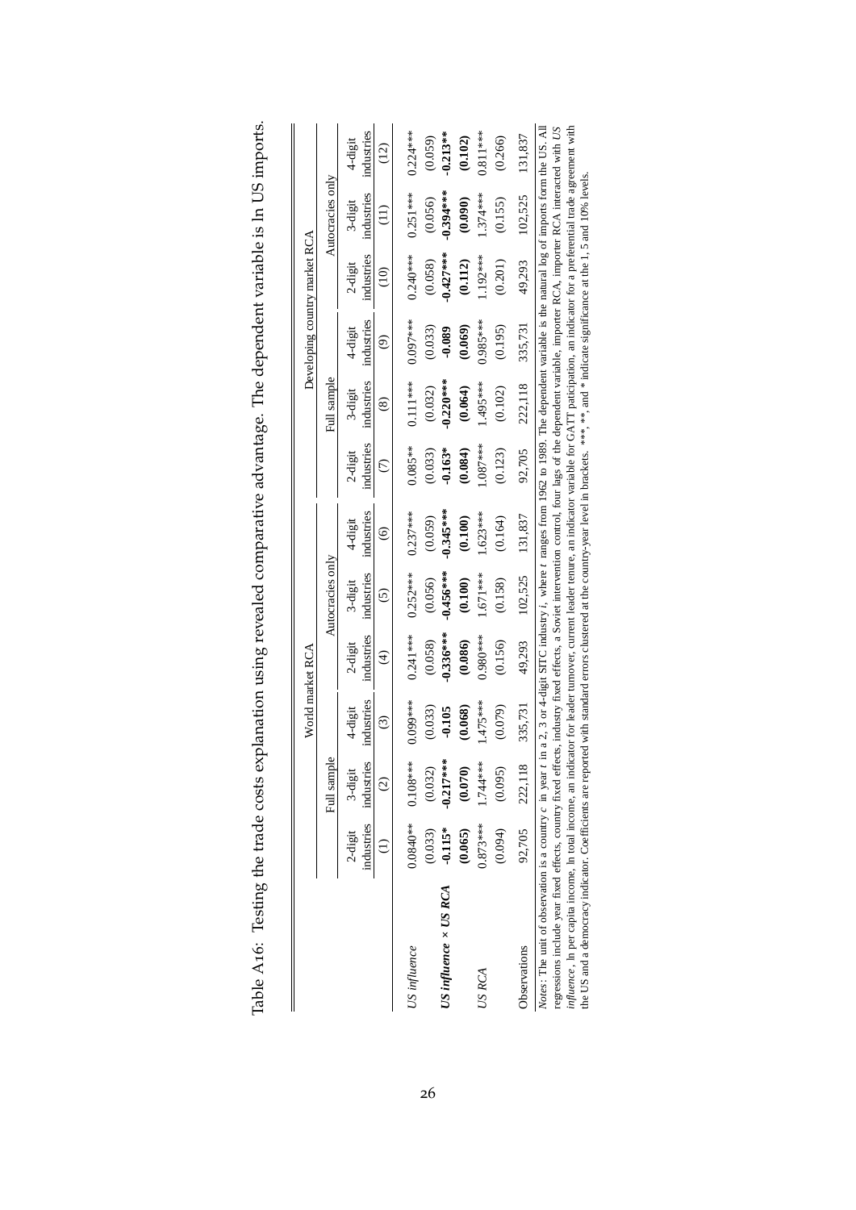Table A16: Testing the trade costs explanation using revealed comparative advantage. The dependent variable is ln US imports.

| | World market RCA | | | | | | Developing country market RCA | | | | | |
|---|---|---|---|---|---|---|---|---|---|---|---|---|
| | Full sample | | | Autocracies only | | | Full sample | | | Autocracies only | | |
| | 2-digit industries | 3-digit industries | 4-digit industries | 2-digit industries | 3-digit industries | 4-digit industries | 2-digit industries | 3-digit industries | 4-digit industries | 2-digit industries | 3-digit industries | 4-digit industries |
| | (1) | (2) | (3) | (4) | (5) | (6) | (7) | (8) | (9) | (10) | (11) | (12) |
| *US influence* | 0.0840** | 0.108*** | 0.099*** | 0.241*** | 0.252*** | 0.237*** | 0.085** | 0.111*** | 0.097*** | 0.240*** | 0.251*** | 0.224*** |
| | (0.033) | (0.032) | (0.033) | (0.058) | (0.056) | (0.059) | (0.033) | (0.032) | (0.033) | (0.058) | (0.056) | (0.059) |
| ***US influence × US RCA*** | **-0.115*** | **-0.217***** | **-0.105** | **-0.336***** | **-0.456***** | **-0.345***** | **-0.163*** | **-0.220***** | **-0.089** | **-0.427***** | **-0.394***** | **-0.213**** |
| | **(0.065)** | **(0.070)** | **(0.068)** | **(0.086)** | **(0.100)** | **(0.100)** | **(0.084)** | **(0.064)** | **(0.069)** | **(0.112)** | **(0.090)** | **(0.102)** |
| *US RCA* | 0.873*** | 1.744*** | 1.475*** | 0.980*** | 1.671*** | 1.623*** | 1.087*** | 1.495*** | 0.985*** | 1.192*** | 1.374*** | 0.811*** |
| | (0.094) | (0.095) | (0.079) | (0.156) | (0.158) | (0.164) | (0.123) | (0.102) | (0.195) | (0.201) | (0.155) | (0.266) |
| Observations | 92,705 | 222,118 | 335,731 | 49,293 | 102,525 | 131,837 | 92,705 | 222,118 | 335,731 | 49,293 | 102,525 | 131,837 |

*Notes*: The unit of observation is a country $c$ in year $t$ in a 2, 3 or 4-digit SITC industry $i$, where $t$ ranges from 1962 to 1989. The dependent variable is the natural log of imports form the US. All regressions include year fixed effects, country fixed effects, industry fixed effects, a Soviet intervention control, four lags of the dependent variable, importer RCA, importer RCA interacted with *US influence*, ln per capita income, ln total income, an indicator for leader turnover, current leader tenure, an indicator variable for GATT paticipation, an indicator for a preferential trade agreement with the US and a democracy indicator. Coefficients are reported with standard errors clustered at the country-year level in brackets. ***, **, and * indicate significance at the 1, 5 and 10% levels.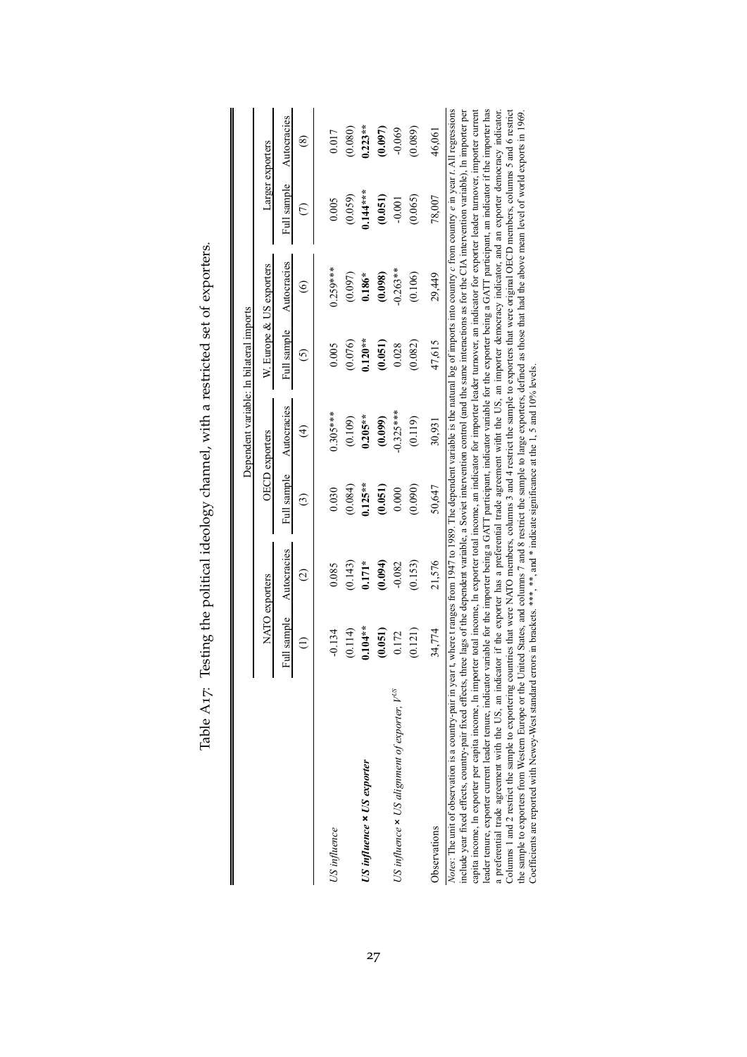Table A17: Testing the political ideology channel, with a restricted set of exporters.

| | Dependent variable: ln bilateral imports | | | | | | | |
|---|---|---|---|---|---|---|---|---|
| | NATO exporters | | OECD exporters | | W. Europe & US exporters | | Larger exporters | |
| | Full sample | Autocracies | Full sample | Autocracies | Full sample | Autocracies | Full sample | Autocracies |
| | (1) | (2) | (3) | (4) | (5) | (6) | (7) | (8) |
| *US influence* | -0.134 | 0.085 | 0.030 | 0.305*** | 0.005 | 0.259*** | 0.005 | 0.017 |
| | (0.114) | (0.143) | (0.084) | (0.109) | (0.076) | (0.097) | (0.059) | (0.080) |
| ***US influence × US exporter*** | **0.104**** | **0.171*** | **0.125**** | **0.205**** | **0.120**** | **0.186*** | **0.144***** | **0.223**** |
| | **(0.051)** | **(0.094)** | **(0.051)** | **(0.099)** | **(0.051)** | **(0.098)** | **(0.051)** | **(0.097)** |
| *US influence × US alignment of exporter*, $V^{US}$ | 0.172 | -0.082 | 0.000 | -0.325*** | 0.028 | -0.263** | -0.001 | -0.069 |
| | (0.121) | (0.153) | (0.090) | (0.119) | (0.082) | (0.106) | (0.065) | (0.089) |
| Observations | 34,774 | 21,576 | 50,647 | 30,931 | 47,615 | 29,449 | 78,007 | 46,061 |

*Notes*: The unit of observation is a country-pair in year t, where t ranges from 1947 to 1989. The dependent variable is the natural log of imports into country $c$ from country $e$ in year $t$. All regressions include year fixed effects, country-pair fixed effects, three lags of the dependent variable, a Soviet intervention control (and the same interactions as for the CIA intervention variable), ln importer per capita income, ln exporter per capita income, ln importer total income, ln exporter total income, an indicator for importer leader turnover, an indicator for exporter leader turnover, importer current leader tenure, exporter current leader tenure, indicator variable for the importer being a GATT participant, indicator variable for the exporter being a GATT participant, an indicator if the importer has a preferential trade agreement with the US, an indicator if the exporter has a preferential trade agreement with the US, an importer democracy indicator, and an exporter democracy indicator. Columns 1 and 2 restrict the sample to exportering countries that were NATO members, columns 3 and 4 restrict the sample to exporters that were original OECD members, columns 5 and 6 restrict the sample to exporters from Western Europe or the United States, and columns 7 and 8 restrict the sample to large exporters, defined as those that had the above mean level of world exports in 1969. Coefficients are reported with Newey-West standard errors in brackets. ***, **, and * indicate significance at the 1, 5 and 10% levels.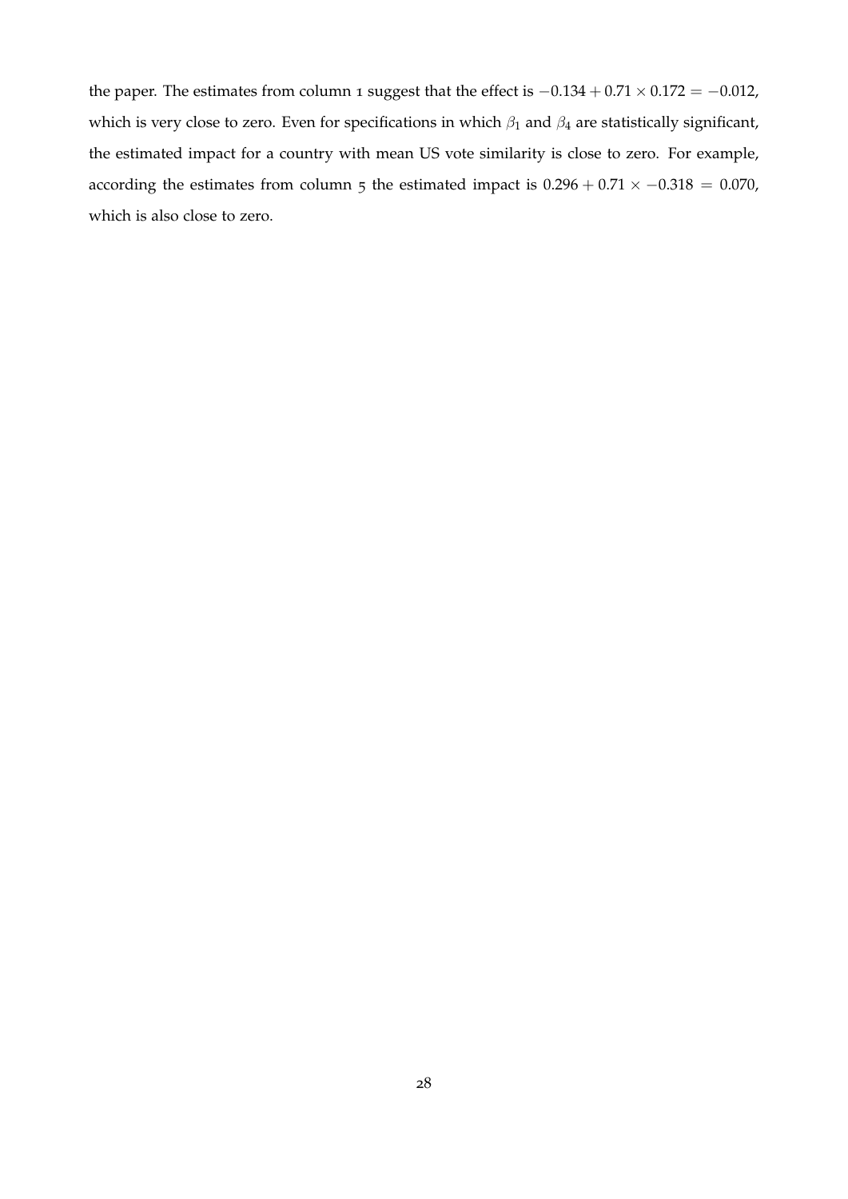the paper. The estimates from column 1 suggest that the effect is $-0.134 + 0.71 \times 0.172 = -0.012$, which is very close to zero. Even for specifications in which $\beta_1$ and $\beta_4$ are statistically significant, the estimated impact for a country with mean US vote similarity is close to zero. For example, according the estimates from column 5 the estimated impact is $0.296 + 0.71 \times -0.318 = 0.070$, which is also close to zero.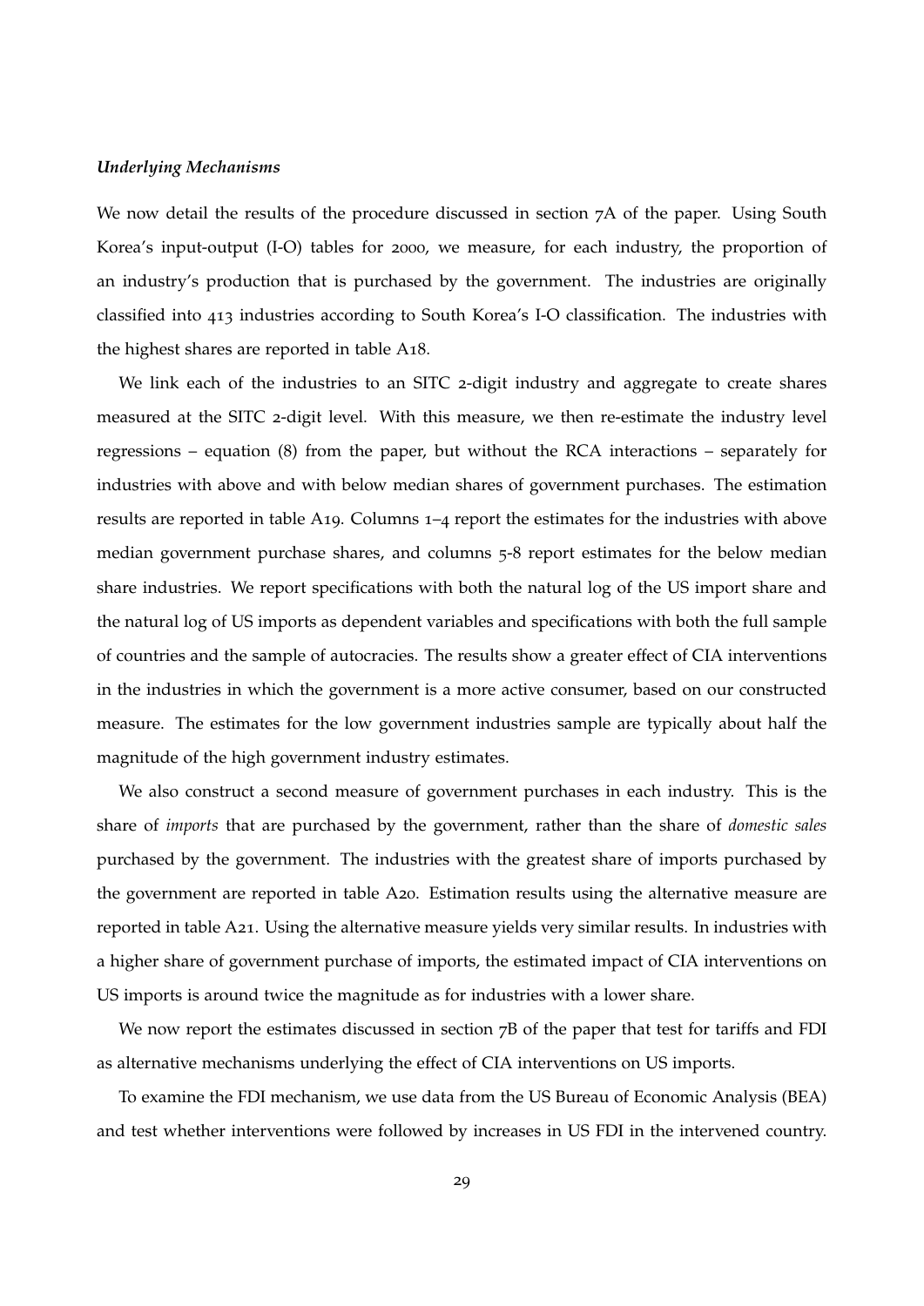*Underlying Mechanisms*

We now detail the results of the procedure discussed in section 7A of the paper. Using South Korea's input-output (I-O) tables for 2000, we measure, for each industry, the proportion of an industry's production that is purchased by the government. The industries are originally classified into 413 industries according to South Korea's I-O classification. The industries with the highest shares are reported in table A18.

We link each of the industries to an SITC 2-digit industry and aggregate to create shares measured at the SITC 2-digit level. With this measure, we then re-estimate the industry level regressions – equation (8) from the paper, but without the RCA interactions – separately for industries with above and with below median shares of government purchases. The estimation results are reported in table A19. Columns 1–4 report the estimates for the industries with above median government purchase shares, and columns 5-8 report estimates for the below median share industries. We report specifications with both the natural log of the US import share and the natural log of US imports as dependent variables and specifications with both the full sample of countries and the sample of autocracies. The results show a greater effect of CIA interventions in the industries in which the government is a more active consumer, based on our constructed measure. The estimates for the low government industries sample are typically about half the magnitude of the high government industry estimates.

We also construct a second measure of government purchases in each industry. This is the share of *imports* that are purchased by the government, rather than the share of *domestic sales* purchased by the government. The industries with the greatest share of imports purchased by the government are reported in table A20. Estimation results using the alternative measure are reported in table A21. Using the alternative measure yields very similar results. In industries with a higher share of government purchase of imports, the estimated impact of CIA interventions on US imports is around twice the magnitude as for industries with a lower share.

We now report the estimates discussed in section 7B of the paper that test for tariffs and FDI as alternative mechanisms underlying the effect of CIA interventions on US imports.

To examine the FDI mechanism, we use data from the US Bureau of Economic Analysis (BEA) and test whether interventions were followed by increases in US FDI in the intervened country.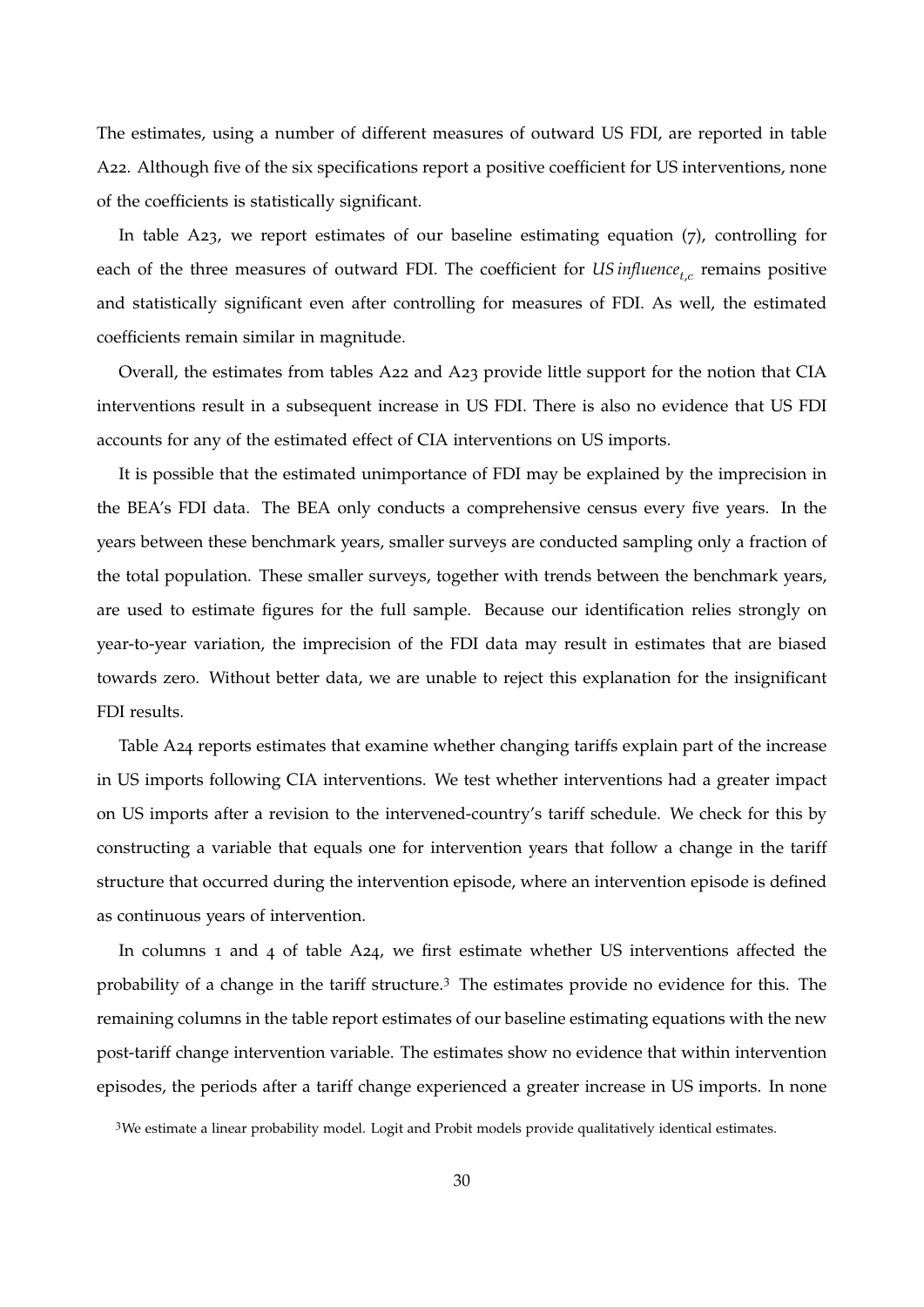The estimates, using a number of different measures of outward US FDI, are reported in table A22. Although five of the six specifications report a positive coefficient for US interventions, none of the coefficients is statistically significant.

In table A23, we report estimates of our baseline estimating equation (7), controlling for each of the three measures of outward FDI. The coefficient for $US\,influence_{t,c}$ remains positive and statistically significant even after controlling for measures of FDI. As well, the estimated coefficients remain similar in magnitude.

Overall, the estimates from tables A22 and A23 provide little support for the notion that CIA interventions result in a subsequent increase in US FDI. There is also no evidence that US FDI accounts for any of the estimated effect of CIA interventions on US imports.

It is possible that the estimated unimportance of FDI may be explained by the imprecision in the BEA's FDI data. The BEA only conducts a comprehensive census every five years. In the years between these benchmark years, smaller surveys are conducted sampling only a fraction of the total population. These smaller surveys, together with trends between the benchmark years, are used to estimate figures for the full sample. Because our identification relies strongly on year-to-year variation, the imprecision of the FDI data may result in estimates that are biased towards zero. Without better data, we are unable to reject this explanation for the insignificant FDI results.

Table A24 reports estimates that examine whether changing tariffs explain part of the increase in US imports following CIA interventions. We test whether interventions had a greater impact on US imports after a revision to the intervened-country's tariff schedule. We check for this by constructing a variable that equals one for intervention years that follow a change in the tariff structure that occurred during the intervention episode, where an intervention episode is defined as continuous years of intervention.

In columns 1 and 4 of table A24, we first estimate whether US interventions affected the probability of a change in the tariff structure.[3] The estimates provide no evidence for this. The remaining columns in the table report estimates of our baseline estimating equations with the new post-tariff change intervention variable. The estimates show no evidence that within intervention episodes, the periods after a tariff change experienced a greater increase in US imports. In none

[3]We estimate a linear probability model. Logit and Probit models provide qualitatively identical estimates.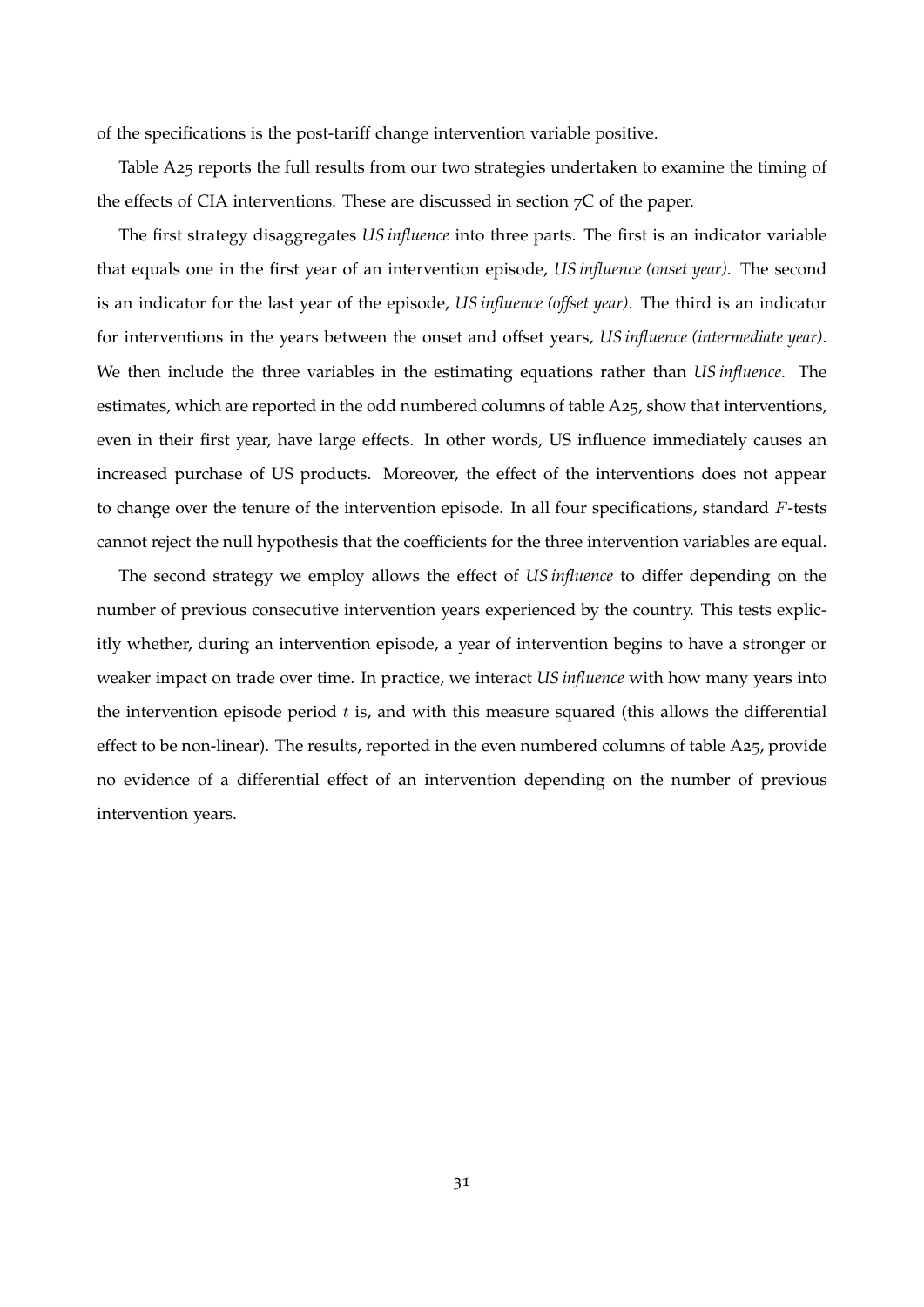of the specifications is the post-tariff change intervention variable positive.

Table A25 reports the full results from our two strategies undertaken to examine the timing of the effects of CIA interventions. These are discussed in section 7C of the paper.

The first strategy disaggregates *US influence* into three parts. The first is an indicator variable that equals one in the first year of an intervention episode, *US influence (onset year)*. The second is an indicator for the last year of the episode, *US influence (offset year)*. The third is an indicator for interventions in the years between the onset and offset years, *US influence (intermediate year)*. We then include the three variables in the estimating equations rather than *US influence*. The estimates, which are reported in the odd numbered columns of table A25, show that interventions, even in their first year, have large effects. In other words, US influence immediately causes an increased purchase of US products. Moreover, the effect of the interventions does not appear to change over the tenure of the intervention episode. In all four specifications, standard $F$-tests cannot reject the null hypothesis that the coefficients for the three intervention variables are equal.

The second strategy we employ allows the effect of *US influence* to differ depending on the number of previous consecutive intervention years experienced by the country. This tests explicitly whether, during an intervention episode, a year of intervention begins to have a stronger or weaker impact on trade over time. In practice, we interact *US influence* with how many years into the intervention episode period $t$ is, and with this measure squared (this allows the differential effect to be non-linear). The results, reported in the even numbered columns of table A25, provide no evidence of a differential effect of an intervention depending on the number of previous intervention years.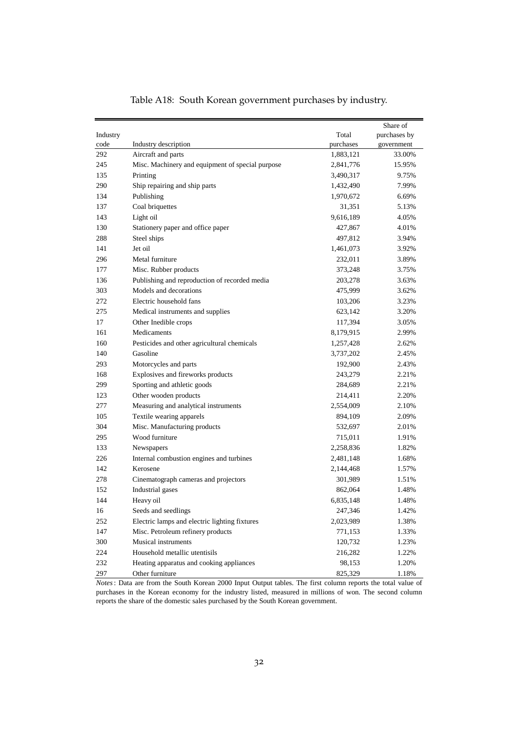Table A18: South Korean government purchases by industry.

| Industry code | Industry description | Total purchases | Share of purchases by government |
|---|---|---|---|
| 292 | Aircraft and parts | 1,883,121 | 33.00% |
| 245 | Misc. Machinery and equipment of special purpose | 2,841,776 | 15.95% |
| 135 | Printing | 3,490,317 | 9.75% |
| 290 | Ship repairing and ship parts | 1,432,490 | 7.99% |
| 134 | Publishing | 1,970,672 | 6.69% |
| 137 | Coal briquettes | 31,351 | 5.13% |
| 143 | Light oil | 9,616,189 | 4.05% |
| 130 | Stationery paper and office paper | 427,867 | 4.01% |
| 288 | Steel ships | 497,812 | 3.94% |
| 141 | Jet oil | 1,461,073 | 3.92% |
| 296 | Metal furniture | 232,011 | 3.89% |
| 177 | Misc. Rubber products | 373,248 | 3.75% |
| 136 | Publishing and reproduction of recorded media | 203,278 | 3.63% |
| 303 | Models and decorations | 475,999 | 3.62% |
| 272 | Electric household fans | 103,206 | 3.23% |
| 275 | Medical instruments and supplies | 623,142 | 3.20% |
| 17 | Other Inedible crops | 117,394 | 3.05% |
| 161 | Medicaments | 8,179,915 | 2.99% |
| 160 | Pesticides and other agricultural chemicals | 1,257,428 | 2.62% |
| 140 | Gasoline | 3,737,202 | 2.45% |
| 293 | Motorcycles and parts | 192,900 | 2.43% |
| 168 | Explosives and fireworks products | 243,279 | 2.21% |
| 299 | Sporting and athletic goods | 284,689 | 2.21% |
| 123 | Other wooden products | 214,411 | 2.20% |
| 277 | Measuring and analytical instruments | 2,554,009 | 2.10% |
| 105 | Textile wearing apparels | 894,109 | 2.09% |
| 304 | Misc. Manufacturing products | 532,697 | 2.01% |
| 295 | Wood furniture | 715,011 | 1.91% |
| 133 | Newspapers | 2,258,836 | 1.82% |
| 226 | Internal combustion engines and turbines | 2,481,148 | 1.68% |
| 142 | Kerosene | 2,144,468 | 1.57% |
| 278 | Cinematograph cameras and projectors | 301,989 | 1.51% |
| 152 | Industrial gases | 862,064 | 1.48% |
| 144 | Heavy oil | 6,835,148 | 1.48% |
| 16 | Seeds and seedlings | 247,346 | 1.42% |
| 252 | Electric lamps and electric lighting fixtures | 2,023,989 | 1.38% |
| 147 | Misc. Petroleum refinery products | 771,153 | 1.33% |
| 300 | Musical instruments | 120,732 | 1.23% |
| 224 | Household metallic utentisils | 216,282 | 1.22% |
| 232 | Heating apparatus and cooking appliances | 98,153 | 1.20% |
| 297 | Other furniture | 825,329 | 1.18% |

*Notes*: Data are from the South Korean 2000 Input Output tables. The first column reports the total value of purchases in the Korean economy for the industry listed, measured in millions of won. The second column reports the share of the domestic sales purchased by the South Korean government.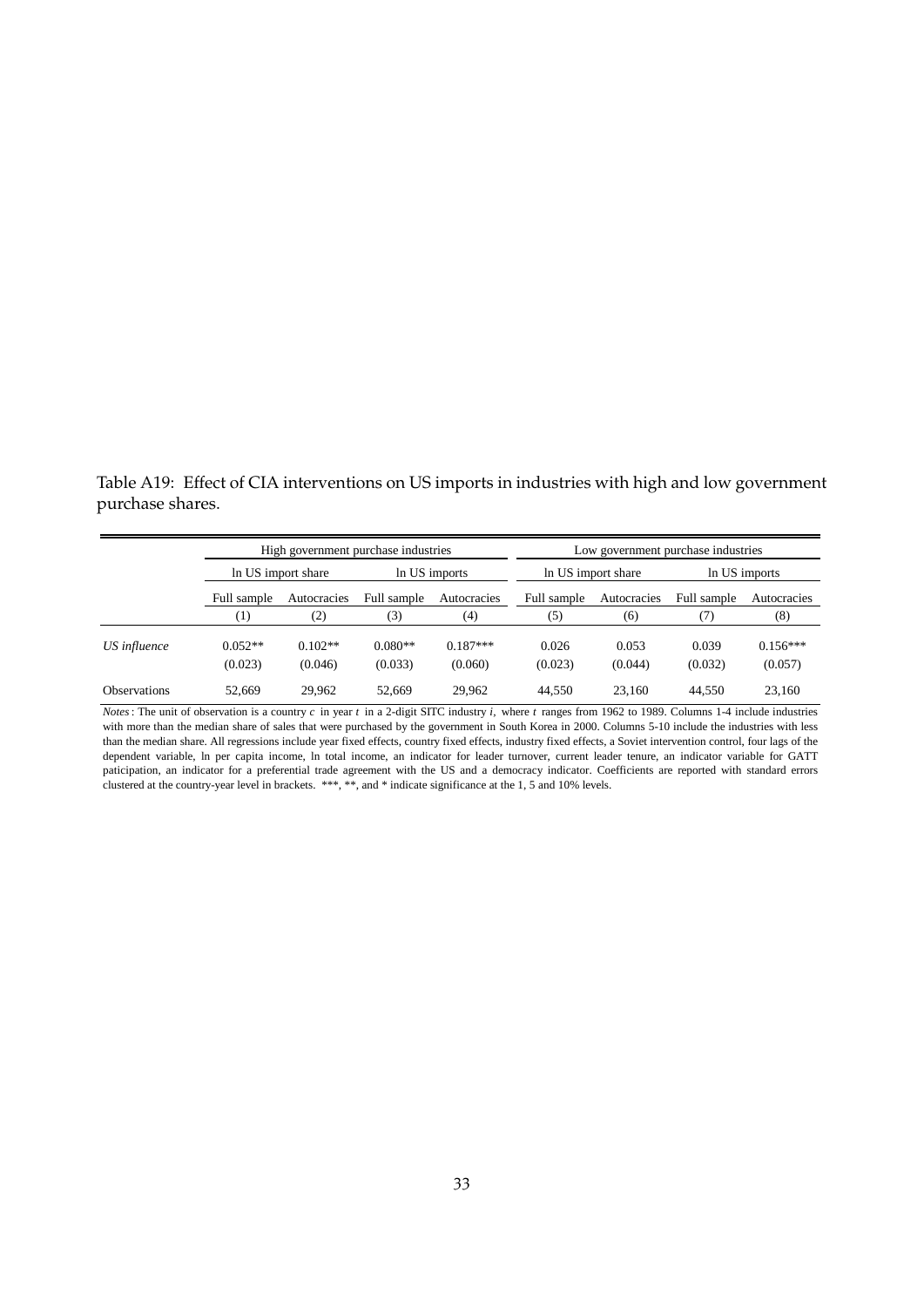Table A19: Effect of CIA interventions on US imports in industries with high and low government purchase shares.

| | High government purchase industries | | | | Low government purchase industries | | | |
|---|---|---|---|---|---|---|---|---|
| | ln US import share | | ln US imports | | ln US import share | | ln US imports | |
| | Full sample | Autocracies | Full sample | Autocracies | Full sample | Autocracies | Full sample | Autocracies |
| | (1) | (2) | (3) | (4) | (5) | (6) | (7) | (8) |
| *US influence* | 0.052** | 0.102** | 0.080** | 0.187*** | 0.026 | 0.053 | 0.039 | 0.156*** |
| | (0.023) | (0.046) | (0.033) | (0.060) | (0.023) | (0.044) | (0.032) | (0.057) |
| Observations | 52,669 | 29,962 | 52,669 | 29,962 | 44,550 | 23,160 | 44,550 | 23,160 |

*Notes*: The unit of observation is a country $c$ in year $t$ in a 2-digit SITC industry $i$, where $t$ ranges from 1962 to 1989. Columns 1-4 include industries with more than the median share of sales that were purchased by the government in South Korea in 2000. Columns 5-10 include the industries with less than the median share. All regressions include year fixed effects, country fixed effects, industry fixed effects, a Soviet intervention control, four lags of the dependent variable, ln per capita income, ln total income, an indicator for leader turnover, current leader tenure, an indicator variable for GATT paticipation, an indicator for a preferential trade agreement with the US and a democracy indicator. Coefficients are reported with standard errors clustered at the country-year level in brackets. ***, **, and * indicate significance at the 1, 5 and 10% levels.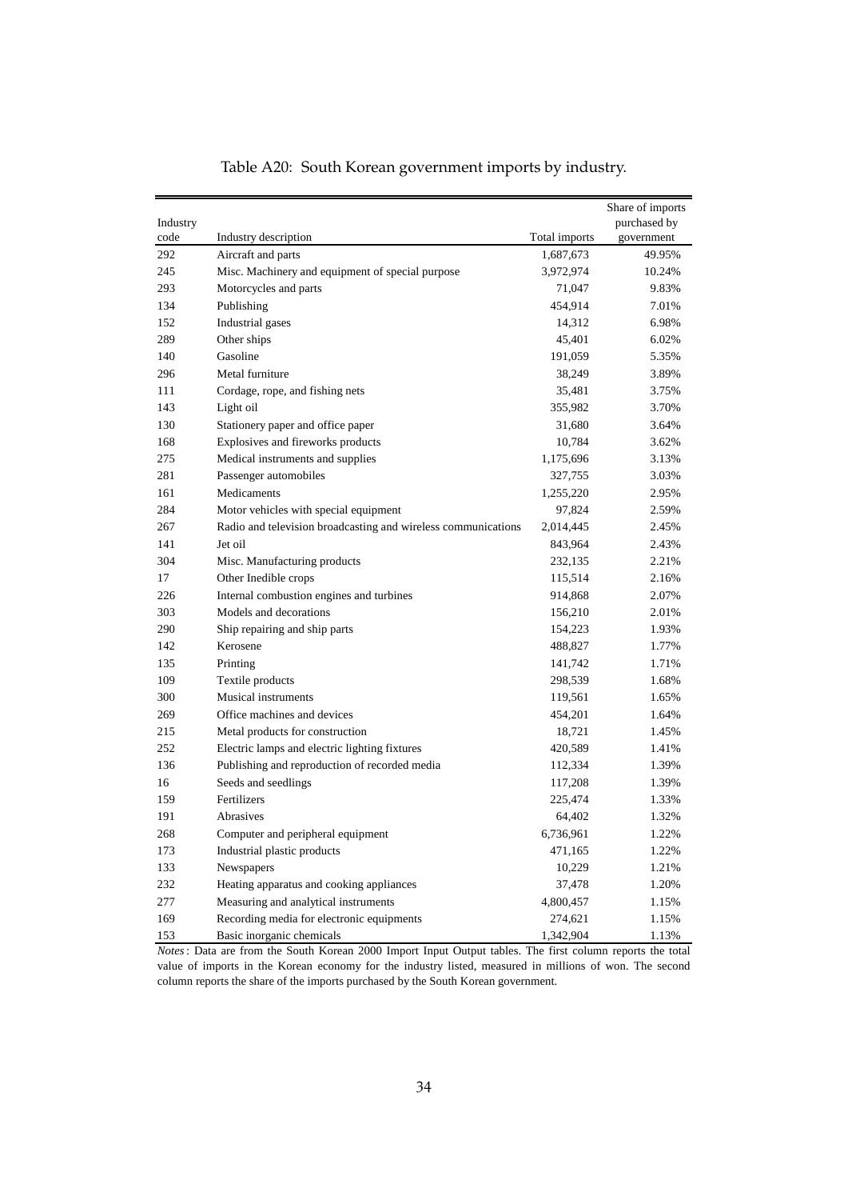Table A20: South Korean government imports by industry.

| Industry code | Industry description | Total imports | Share of imports purchased by government |
|---|---|---|---|
| 292 | Aircraft and parts | 1,687,673 | 49.95% |
| 245 | Misc. Machinery and equipment of special purpose | 3,972,974 | 10.24% |
| 293 | Motorcycles and parts | 71,047 | 9.83% |
| 134 | Publishing | 454,914 | 7.01% |
| 152 | Industrial gases | 14,312 | 6.98% |
| 289 | Other ships | 45,401 | 6.02% |
| 140 | Gasoline | 191,059 | 5.35% |
| 296 | Metal furniture | 38,249 | 3.89% |
| 111 | Cordage, rope, and fishing nets | 35,481 | 3.75% |
| 143 | Light oil | 355,982 | 3.70% |
| 130 | Stationery paper and office paper | 31,680 | 3.64% |
| 168 | Explosives and fireworks products | 10,784 | 3.62% |
| 275 | Medical instruments and supplies | 1,175,696 | 3.13% |
| 281 | Passenger automobiles | 327,755 | 3.03% |
| 161 | Medicaments | 1,255,220 | 2.95% |
| 284 | Motor vehicles with special equipment | 97,824 | 2.59% |
| 267 | Radio and television broadcasting and wireless communications | 2,014,445 | 2.45% |
| 141 | Jet oil | 843,964 | 2.43% |
| 304 | Misc. Manufacturing products | 232,135 | 2.21% |
| 17 | Other Inedible crops | 115,514 | 2.16% |
| 226 | Internal combustion engines and turbines | 914,868 | 2.07% |
| 303 | Models and decorations | 156,210 | 2.01% |
| 290 | Ship repairing and ship parts | 154,223 | 1.93% |
| 142 | Kerosene | 488,827 | 1.77% |
| 135 | Printing | 141,742 | 1.71% |
| 109 | Textile products | 298,539 | 1.68% |
| 300 | Musical instruments | 119,561 | 1.65% |
| 269 | Office machines and devices | 454,201 | 1.64% |
| 215 | Metal products for construction | 18,721 | 1.45% |
| 252 | Electric lamps and electric lighting fixtures | 420,589 | 1.41% |
| 136 | Publishing and reproduction of recorded media | 112,334 | 1.39% |
| 16 | Seeds and seedlings | 117,208 | 1.39% |
| 159 | Fertilizers | 225,474 | 1.33% |
| 191 | Abrasives | 64,402 | 1.32% |
| 268 | Computer and peripheral equipment | 6,736,961 | 1.22% |
| 173 | Industrial plastic products | 471,165 | 1.22% |
| 133 | Newspapers | 10,229 | 1.21% |
| 232 | Heating apparatus and cooking appliances | 37,478 | 1.20% |
| 277 | Measuring and analytical instruments | 4,800,457 | 1.15% |
| 169 | Recording media for electronic equipments | 274,621 | 1.15% |
| 153 | Basic inorganic chemicals | 1,342,904 | 1.13% |

*Notes*: Data are from the South Korean 2000 Import Input Output tables. The first column reports the total value of imports in the Korean economy for the industry listed, measured in millions of won. The second column reports the share of the imports purchased by the South Korean government.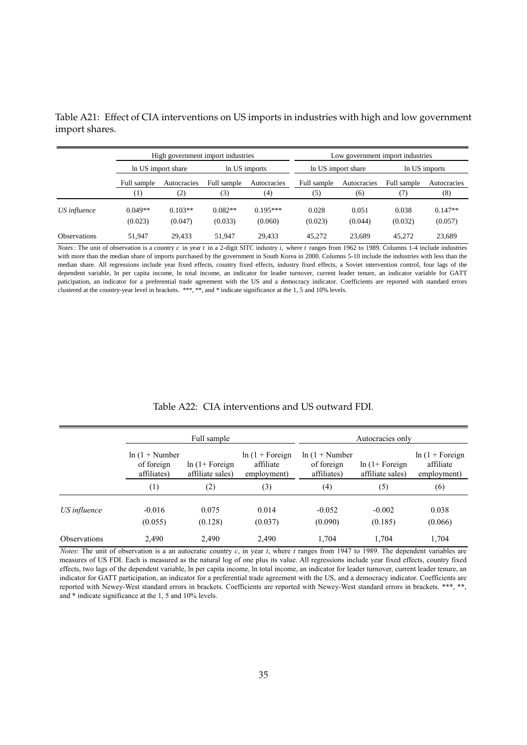Table A21: Effect of CIA interventions on US imports in industries with high and low government import shares.

| | High government import industries | | | | Low government import industries | | | |
|---|---|---|---|---|---|---|---|---|
| | ln US import share | | ln US imports | | ln US import share | | ln US imports | |
| | Full sample | Autocracies | Full sample | Autocracies | Full sample | Autocracies | Full sample | Autocracies |
| | (1) | (2) | (3) | (4) | (5) | (6) | (7) | (8) |
| *US influence* | 0.049** | 0.103** | 0.082** | 0.195*** | 0.028 | 0.051 | 0.038 | 0.147** |
| | (0.023) | (0.047) | (0.033) | (0.060) | (0.023) | (0.044) | (0.032) | (0.057) |
| Observations | 51,947 | 29,433 | 51,947 | 29,433 | 45,272 | 23,689 | 45,272 | 23,689 |

*Notes*: The unit of observation is a country $c$ in year $t$ in a 2-digit SITC industry $i$, where $t$ ranges from 1962 to 1989. Columns 1-4 include industries with more than the median share of imports purchased by the government in South Korea in 2000. Columns 5-10 include the industries with less than the median share. All regressions include year fixed effects, country fixed effects, industry fixed effects, a Soviet intervention control, four lags of the dependent variable, ln per capita income, ln total income, an indicator for leader turnover, current leader tenure, an indicator variable for GATT paticipation, an indicator for a preferential trade agreement with the US and a democracy indicator. Coefficients are reported with standard errors clustered at the country-year level in brackets. ***, **, and * indicate significance at the 1, 5 and 10% levels.

Table A22: CIA interventions and US outward FDI.

| | Full sample | | | Autocracies only | | |
|---|---|---|---|---|---|---|
| | ln (1 + Number of foreign affiliates) | ln (1+ Foreign affiliate sales) | ln (1 + Foreign affiliate employment) | ln (1 + Number of foreign affiliates) | ln (1+ Foreign affiliate sales) | ln (1 + Foreign affiliate employment) |
| | (1) | (2) | (3) | (4) | (5) | (6) |
| *US influence* | -0.016 | 0.075 | 0.014 | -0.052 | -0.002 | 0.038 |
| | (0.055) | (0.128) | (0.037) | (0.090) | (0.185) | (0.066) |
| Observations | 2,490 | 2,490 | 2,490 | 1,704 | 1,704 | 1,704 |

*Notes*: The unit of observation is a an autocratic country $c$, in year $t$, where $t$ ranges from 1947 to 1989. The dependent variables are measures of US FDI. Each is measured as the natural log of one plus its value. All regressions include year fixed effects, country fixed effects, two lags of the dependent variable, ln per capita income, ln total income, an indicator for leader turnover, current leader tenure, an indicator for GATT participation, an indicator for a preferential trade agreement with the US, and a democracy indicator. Coefficients are reported with Newey-West standard errors in brackets. Coefficients are reported with Newey-West standard errors in brackets. ***, **, and * indicate significance at the 1, 5 and 10% levels.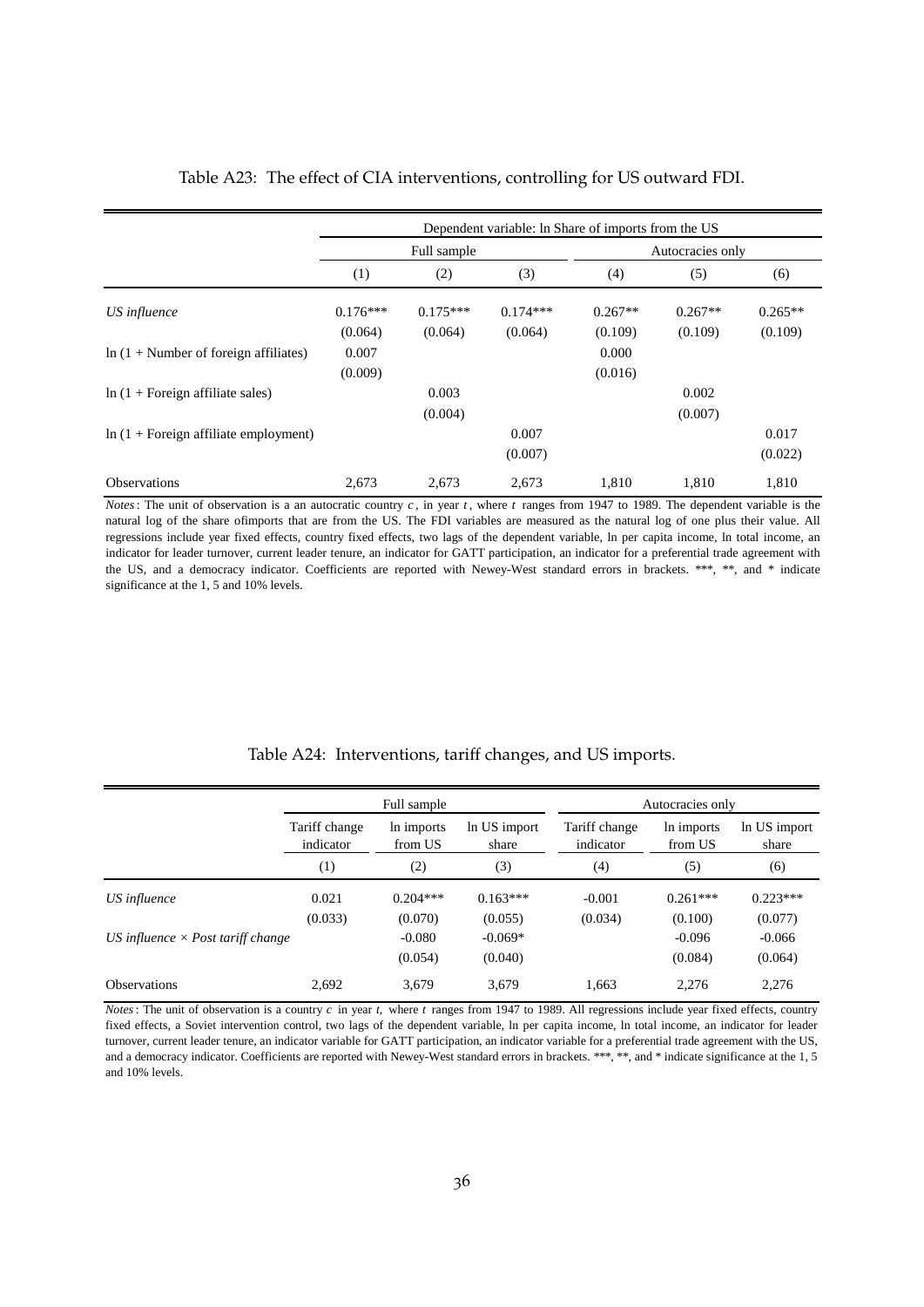Table A23: The effect of CIA interventions, controlling for US outward FDI.

| | Dependent variable: ln Share of imports from the US | | | | | |
|---|---|---|---|---|---|---|
| | Full sample | | | Autocracies only | | |
| | (1) | (2) | (3) | (4) | (5) | (6) |
| *US influence* | 0.176*** | 0.175*** | 0.174*** | 0.267** | 0.267** | 0.265** |
| | (0.064) | (0.064) | (0.064) | (0.109) | (0.109) | (0.109) |
| ln (1 + Number of foreign affiliates) | 0.007 | | | 0.000 | | |
| | (0.009) | | | (0.016) | | |
| ln (1 + Foreign affiliate sales) | | 0.003 | | | 0.002 | |
| | | (0.004) | | | (0.007) | |
| ln (1 + Foreign affiliate employment) | | | 0.007 | | | 0.017 |
| | | | (0.007) | | | (0.022) |
| Observations | 2,673 | 2,673 | 2,673 | 1,810 | 1,810 | 1,810 |

*Notes*: The unit of observation is a an autocratic country $c$, in year $t$, where $t$ ranges from 1947 to 1989. The dependent variable is the natural log of the share ofimports that are from the US. The FDI variables are measured as the natural log of one plus their value. All regressions include year fixed effects, country fixed effects, two lags of the dependent variable, ln per capita income, ln total income, an indicator for leader turnover, current leader tenure, an indicator for GATT participation, an indicator for a preferential trade agreement with the US, and a democracy indicator. Coefficients are reported with Newey-West standard errors in brackets. ***, **, and * indicate significance at the 1, 5 and 10% levels.

Table A24: Interventions, tariff changes, and US imports.

| | Full sample | | | Autocracies only | | |
|---|---|---|---|---|---|---|
| | Tariff change indicator | ln imports from US | ln US import share | Tariff change indicator | ln imports from US | ln US import share |
| | (1) | (2) | (3) | (4) | (5) | (6) |
| *US influence* | 0.021 | 0.204*** | 0.163*** | -0.001 | 0.261*** | 0.223*** |
| | (0.033) | (0.070) | (0.055) | (0.034) | (0.100) | (0.077) |
| *US influence × Post tariff change* | | -0.080 | -0.069* | | -0.096 | -0.066 |
| | | (0.054) | (0.040) | | (0.084) | (0.064) |
| Observations | 2,692 | 3,679 | 3,679 | 1,663 | 2,276 | 2,276 |

*Notes*: The unit of observation is a country $c$ in year $t$, where $t$ ranges from 1947 to 1989. All regressions include year fixed effects, country fixed effects, a Soviet intervention control, two lags of the dependent variable, ln per capita income, ln total income, an indicator for leader turnover, current leader tenure, an indicator variable for GATT participation, an indicator variable for a preferential trade agreement with the US, and a democracy indicator. Coefficients are reported with Newey-West standard errors in brackets. ***, **, and * indicate significance at the 1, 5 and 10% levels.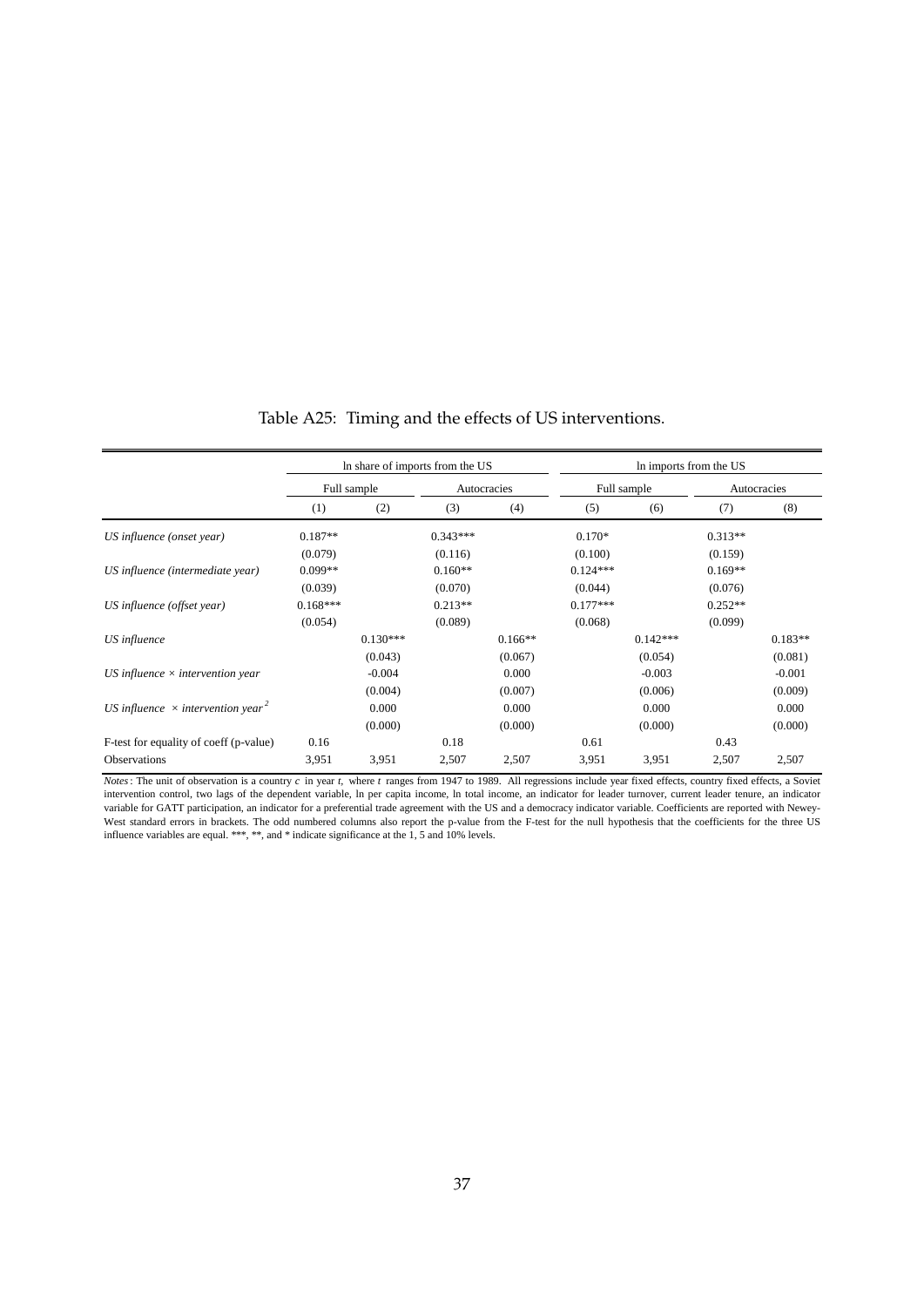Table A25: Timing and the effects of US interventions.

| | ln share of imports from the US | | | | ln imports from the US | | | |
|---|---|---|---|---|---|---|---|---|
| | Full sample | | Autocracies | | Full sample | | Autocracies | |
| | (1) | (2) | (3) | (4) | (5) | (6) | (7) | (8) |
| *US influence (onset year)* | 0.187** | | 0.343*** | | 0.170* | | 0.313** | |
| | (0.079) | | (0.116) | | (0.100) | | (0.159) | |
| *US influence (intermediate year)* | 0.099** | | 0.160** | | 0.124*** | | 0.169** | |
| | (0.039) | | (0.070) | | (0.044) | | (0.076) | |
| *US influence (offset year)* | 0.168*** | | 0.213** | | 0.177*** | | 0.252** | |
| | (0.054) | | (0.089) | | (0.068) | | (0.099) | |
| *US influence* | | 0.130*** | | 0.166** | | 0.142*** | | 0.183** |
| | | (0.043) | | (0.067) | | (0.054) | | (0.081) |
| *US influence × intervention year* | | -0.004 | | 0.000 | | -0.003 | | -0.001 |
| | | (0.004) | | (0.007) | | (0.006) | | (0.009) |
| *US influence × intervention year²* | | 0.000 | | 0.000 | | 0.000 | | 0.000 |
| | | (0.000) | | (0.000) | | (0.000) | | (0.000) |
| F-test for equality of coeff (p-value) | 0.16 | | 0.18 | | 0.61 | | 0.43 | |
| Observations | 3,951 | 3,951 | 2,507 | 2,507 | 3,951 | 3,951 | 2,507 | 2,507 |

*Notes*: The unit of observation is a country $c$ in year $t$, where $t$ ranges from 1947 to 1989. All regressions include year fixed effects, country fixed effects, a Soviet intervention control, two lags of the dependent variable, ln per capita income, ln total income, an indicator for leader turnover, current leader tenure, an indicator variable for GATT participation, an indicator for a preferential trade agreement with the US and a democracy indicator variable. Coefficients are reported with Newey-West standard errors in brackets. The odd numbered columns also report the p-value from the F-test for the null hypothesis that the coefficients for the three US influence variables are equal. ***, **, and * indicate significance at the 1, 5 and 10% levels.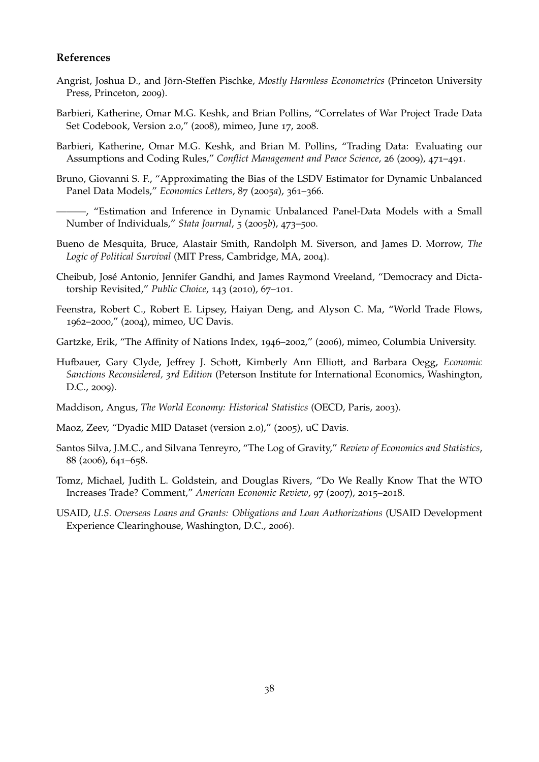**References**

Angrist, Joshua D., and Jörn-Steffen Pischke, *Mostly Harmless Econometrics* (Princeton University Press, Princeton, 2009).

Barbieri, Katherine, Omar M.G. Keshk, and Brian Pollins, "Correlates of War Project Trade Data Set Codebook, Version 2.0," (2008), mimeo, June 17, 2008.

Barbieri, Katherine, Omar M.G. Keshk, and Brian M. Pollins, "Trading Data: Evaluating our Assumptions and Coding Rules," *Conflict Management and Peace Science*, 26 (2009), 471–491.

Bruno, Giovanni S. F., "Approximating the Bias of the LSDV Estimator for Dynamic Unbalanced Panel Data Models," *Economics Letters*, 87 (2005*a*), 361–366.

———, "Estimation and Inference in Dynamic Unbalanced Panel-Data Models with a Small Number of Individuals," *Stata Journal*, 5 (2005*b*), 473–500.

Bueno de Mesquita, Bruce, Alastair Smith, Randolph M. Siverson, and James D. Morrow, *The Logic of Political Survival* (MIT Press, Cambridge, MA, 2004).

Cheibub, José Antonio, Jennifer Gandhi, and James Raymond Vreeland, "Democracy and Dictatorship Revisited," *Public Choice*, 143 (2010), 67–101.

Feenstra, Robert C., Robert E. Lipsey, Haiyan Deng, and Alyson C. Ma, "World Trade Flows, 1962–2000," (2004), mimeo, UC Davis.

Gartzke, Erik, "The Affinity of Nations Index, 1946–2002," (2006), mimeo, Columbia University.

Hufbauer, Gary Clyde, Jeffrey J. Schott, Kimberly Ann Elliott, and Barbara Oegg, *Economic Sanctions Reconsidered, 3rd Edition* (Peterson Institute for International Economics, Washington, D.C., 2009).

Maddison, Angus, *The World Economy: Historical Statistics* (OECD, Paris, 2003).

Maoz, Zeev, "Dyadic MID Dataset (version 2.0)," (2005), uC Davis.

Santos Silva, J.M.C., and Silvana Tenreyro, "The Log of Gravity," *Review of Economics and Statistics*, 88 (2006), 641–658.

Tomz, Michael, Judith L. Goldstein, and Douglas Rivers, "Do We Really Know That the WTO Increases Trade? Comment," *American Economic Review*, 97 (2007), 2015–2018.

USAID, *U.S. Overseas Loans and Grants: Obligations and Loan Authorizations* (USAID Development Experience Clearinghouse, Washington, D.C., 2006).